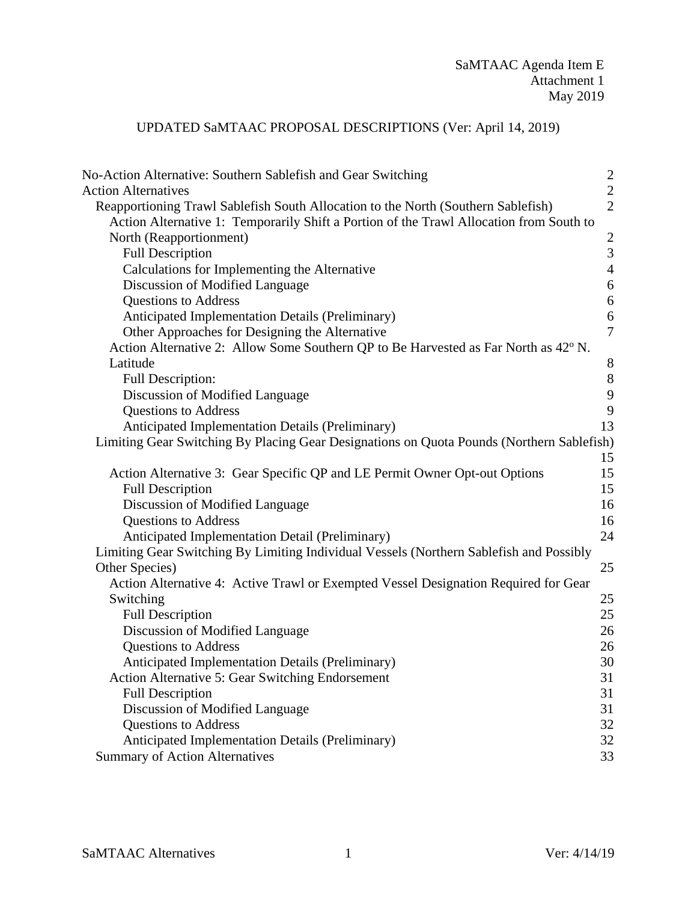SaMTAAC Agenda Item E
Attachment 1
May 2019

# UPDATED SaMTAAC PROPOSAL DESCRIPTIONS (Ver: April 14, 2019)

- No-Action Alternative: Southern Sablefish and Gear Switching — 2
- Action Alternatives — 2
  - Reapportioning Trawl Sablefish South Allocation to the North (Southern Sablefish) — 2
    - Action Alternative 1: Temporarily Shift a Portion of the Trawl Allocation from South to North (Reapportionment) — 2
      - Full Description — 3
      - Calculations for Implementing the Alternative — 4
      - Discussion of Modified Language — 6
      - Questions to Address — 6
      - Anticipated Implementation Details (Preliminary) — 6
      - Other Approaches for Designing the Alternative — 7
    - Action Alternative 2: Allow Some Southern QP to Be Harvested as Far North as 42° N. Latitude — 8
      - Full Description: — 8
      - Discussion of Modified Language — 9
      - Questions to Address — 9
      - Anticipated Implementation Details (Preliminary) — 13
  - Limiting Gear Switching By Placing Gear Designations on Quota Pounds (Northern Sablefish) — 15
    - Action Alternative 3: Gear Specific QP and LE Permit Owner Opt-out Options — 15
      - Full Description — 15
      - Discussion of Modified Language — 16
      - Questions to Address — 16
      - Anticipated Implementation Detail (Preliminary) — 24
  - Limiting Gear Switching By Limiting Individual Vessels (Northern Sablefish and Possibly Other Species) — 25
    - Action Alternative 4: Active Trawl or Exempted Vessel Designation Required for Gear Switching — 25
      - Full Description — 25
      - Discussion of Modified Language — 26
      - Questions to Address — 26
      - Anticipated Implementation Details (Preliminary) — 30
    - Action Alternative 5: Gear Switching Endorsement — 31
      - Full Description — 31
      - Discussion of Modified Language — 31
      - Questions to Address — 32
      - Anticipated Implementation Details (Preliminary) — 32
  - Summary of Action Alternatives — 33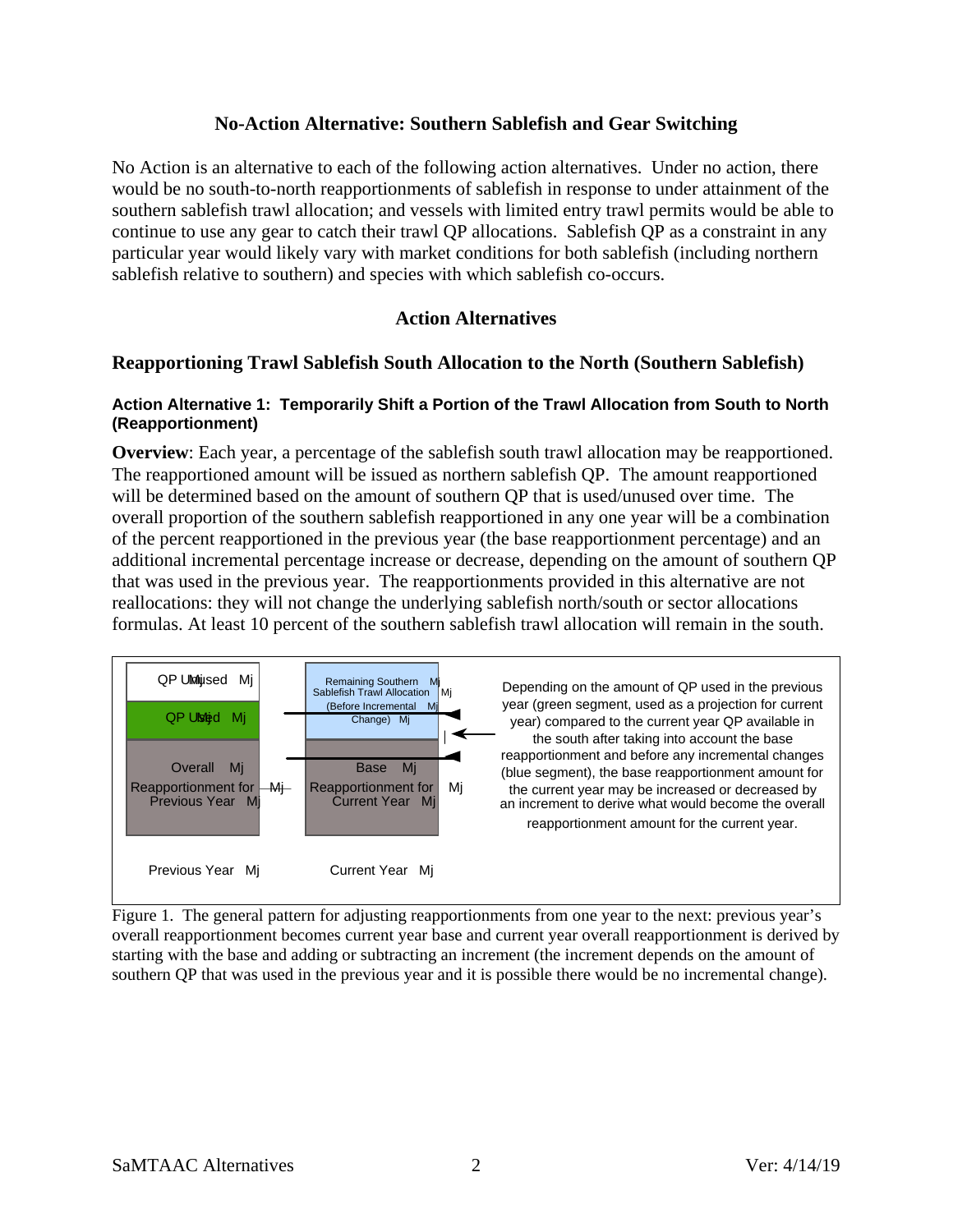## No-Action Alternative: Southern Sablefish and Gear Switching

No Action is an alternative to each of the following action alternatives. Under no action, there would be no south-to-north reapportionments of sablefish in response to under attainment of the southern sablefish trawl allocation; and vessels with limited entry trawl permits would be able to continue to use any gear to catch their trawl QP allocations. Sablefish QP as a constraint in any particular year would likely vary with market conditions for both sablefish (including northern sablefish relative to southern) and species with which sablefish co-occurs.

## Action Alternatives

### Reapportioning Trawl Sablefish South Allocation to the North (Southern Sablefish)

#### Action Alternative 1: Temporarily Shift a Portion of the Trawl Allocation from South to North (Reapportionment)

**Overview**: Each year, a percentage of the sablefish south trawl allocation may be reapportioned. The reapportioned amount will be issued as northern sablefish QP. The amount reapportioned will be determined based on the amount of southern QP that is used/unused over time. The overall proportion of the southern sablefish reapportioned in any one year will be a combination of the percent reapportioned in the previous year (the base reapportionment percentage) and an additional incremental percentage increase or decrease, depending on the amount of southern QP that was used in the previous year. The reapportionments provided in this alternative are not reallocations: they will not change the underlying sablefish north/south or sector allocations formulas. At least 10 percent of the southern sablefish trawl allocation will remain in the south.

| Previous Year | Current Year |
| --- | --- |
| QP Unused | Remaining Southern Sablefish Trawl Allocation (Before Incremental Change) |
| QP Used | |
| Overall Reapportionment for Previous Year | Base Reapportionment for Current Year |

Depending on the amount of QP used in the previous year (green segment, used as a projection for current year) compared to the current year QP available in the south after taking into account the base reapportionment and before any incremental changes (blue segment), the base reapportionment amount for the current year may be increased or decreased by an increment to derive what would become the overall reapportionment amount for the current year.

Figure 1. The general pattern for adjusting reapportionments from one year to the next: previous year's overall reapportionment becomes current year base and current year overall reapportionment is derived by starting with the base and adding or subtracting an increment (the increment depends on the amount of southern QP that was used in the previous year and it is possible there would be no incremental change).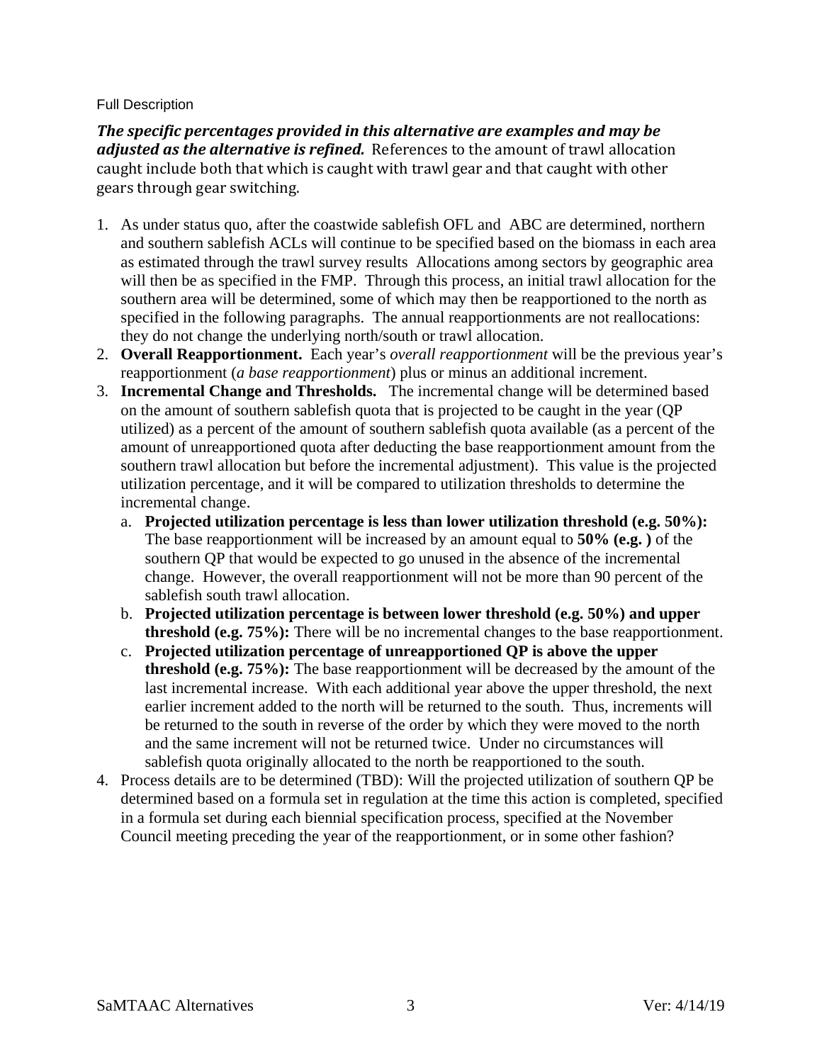Full Description

***The specific percentages provided in this alternative are examples and may be adjusted as the alternative is refined.*** References to the amount of trawl allocation caught include both that which is caught with trawl gear and that caught with other gears through gear switching.

1. As under status quo, after the coastwide sablefish OFL and ABC are determined, northern and southern sablefish ACLs will continue to be specified based on the biomass in each area as estimated through the trawl survey results Allocations among sectors by geographic area will then be as specified in the FMP. Through this process, an initial trawl allocation for the southern area will be determined, some of which may then be reapportioned to the north as specified in the following paragraphs. The annual reapportionments are not reallocations: they do not change the underlying north/south or trawl allocation.
2. **Overall Reapportionment.** Each year's *overall reapportionment* will be the previous year's reapportionment (*a base reapportionment*) plus or minus an additional increment.
3. **Incremental Change and Thresholds.** The incremental change will be determined based on the amount of southern sablefish quota that is projected to be caught in the year (QP utilized) as a percent of the amount of southern sablefish quota available (as a percent of the amount of unreapportioned quota after deducting the base reapportionment amount from the southern trawl allocation but before the incremental adjustment). This value is the projected utilization percentage, and it will be compared to utilization thresholds to determine the incremental change.
   a. **Projected utilization percentage is less than lower utilization threshold (e.g. 50%):** The base reapportionment will be increased by an amount equal to **50% (e.g. )** of the southern QP that would be expected to go unused in the absence of the incremental change. However, the overall reapportionment will not be more than 90 percent of the sablefish south trawl allocation.
   b. **Projected utilization percentage is between lower threshold (e.g. 50%) and upper threshold (e.g. 75%):** There will be no incremental changes to the base reapportionment.
   c. **Projected utilization percentage of unreapportioned QP is above the upper threshold (e.g. 75%):** The base reapportionment will be decreased by the amount of the last incremental increase. With each additional year above the upper threshold, the next earlier increment added to the north will be returned to the south. Thus, increments will be returned to the south in reverse of the order by which they were moved to the north and the same increment will not be returned twice. Under no circumstances will sablefish quota originally allocated to the north be reapportioned to the south.
4. Process details are to be determined (TBD): Will the projected utilization of southern QP be determined based on a formula set in regulation at the time this action is completed, specified in a formula set during each biennial specification process, specified at the November Council meeting preceding the year of the reapportionment, or in some other fashion?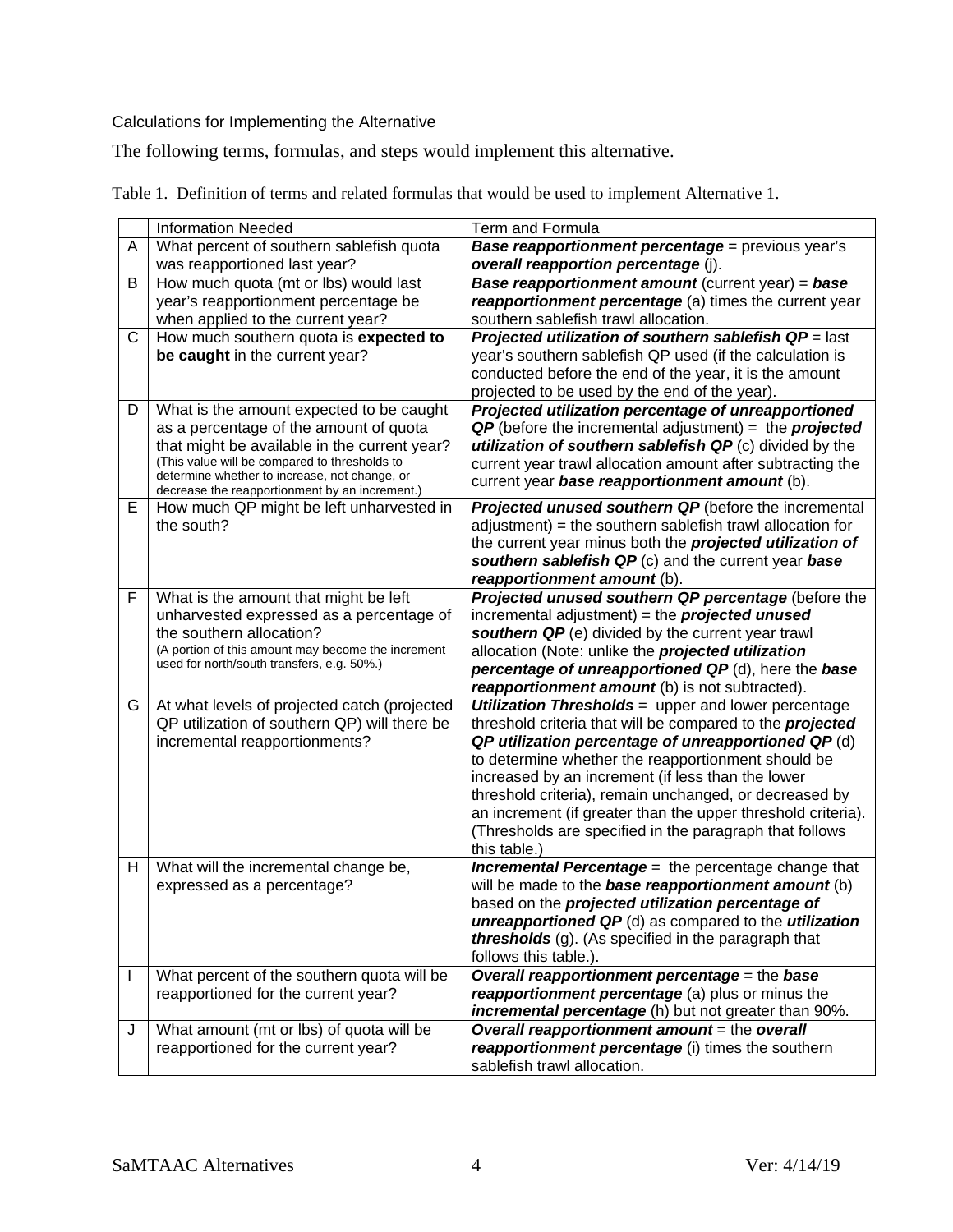Calculations for Implementing the Alternative

The following terms, formulas, and steps would implement this alternative.

Table 1. Definition of terms and related formulas that would be used to implement Alternative 1.

| | Information Needed | Term and Formula |
|---|---|---|
| A | What percent of southern sablefish quota was reapportioned last year? | ***Base reapportionment percentage*** = previous year's ***overall reapportion percentage*** (j). |
| B | How much quota (mt or lbs) would last year's reapportionment percentage be when applied to the current year? | ***Base reapportionment amount*** (current year) = ***base reapportionment percentage*** (a) times the current year southern sablefish trawl allocation. |
| C | How much southern quota is **expected to be caught** in the current year? | ***Projected utilization of southern sablefish QP*** = last year's southern sablefish QP used (if the calculation is conducted before the end of the year, it is the amount projected to be used by the end of the year). |
| D | What is the amount expected to be caught as a percentage of the amount of quota that might be available in the current year? (This value will be compared to thresholds to determine whether to increase, not change, or decrease the reapportionment by an increment.) | ***Projected utilization percentage of unreapportioned QP*** (before the incremental adjustment) = the ***projected utilization of southern sablefish QP*** (c) divided by the current year trawl allocation amount after subtracting the current year ***base reapportionment amount*** (b). |
| E | How much QP might be left unharvested in the south? | ***Projected unused southern QP*** (before the incremental adjustment) = the southern sablefish trawl allocation for the current year minus both the ***projected utilization of southern sablefish QP*** (c) and the current year ***base reapportionment amount*** (b). |
| F | What is the amount that might be left unharvested expressed as a percentage of the southern allocation? (A portion of this amount may become the increment used for north/south transfers, e.g. 50%.) | ***Projected unused southern QP percentage*** (before the incremental adjustment) = the ***projected unused southern QP*** (e) divided by the current year trawl allocation (Note: unlike the ***projected utilization percentage of unreapportioned QP*** (d), here the ***base reapportionment amount*** (b) is not subtracted). |
| G | At what levels of projected catch (projected QP utilization of southern QP) will there be incremental reapportionments? | ***Utilization Thresholds*** = upper and lower percentage threshold criteria that will be compared to the ***projected QP utilization percentage of unreapportioned QP*** (d) to determine whether the reapportionment should be increased by an increment (if less than the lower threshold criteria), remain unchanged, or decreased by an increment (if greater than the upper threshold criteria). (Thresholds are specified in the paragraph that follows this table.) |
| H | What will the incremental change be, expressed as a percentage? | ***Incremental Percentage*** = the percentage change that will be made to the ***base reapportionment amount*** (b) based on the ***projected utilization percentage of unreapportioned QP*** (d) as compared to the ***utilization thresholds*** (g). (As specified in the paragraph that follows this table.). |
| I | What percent of the southern quota will be reapportioned for the current year? | ***Overall reapportionment percentage*** = the ***base reapportionment percentage*** (a) plus or minus the ***incremental percentage*** (h) but not greater than 90%. |
| J | What amount (mt or lbs) of quota will be reapportioned for the current year? | ***Overall reapportionment amount*** = the ***overall reapportionment percentage*** (i) times the southern sablefish trawl allocation. |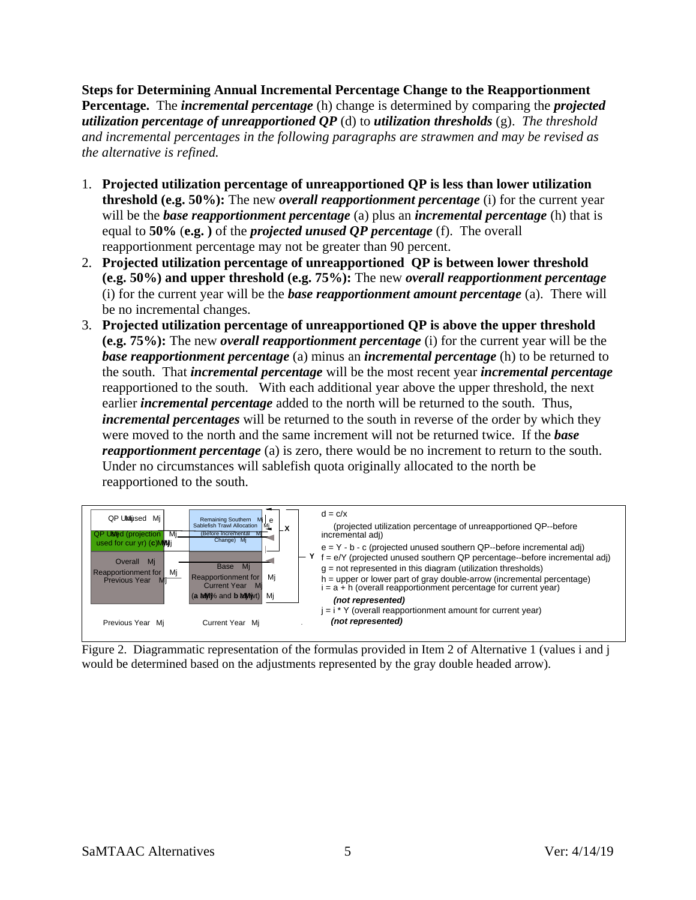**Steps for Determining Annual Incremental Percentage Change to the Reapportionment Percentage.** The ***incremental percentage*** (h) change is determined by comparing the ***projected utilization percentage of unreapportioned QP*** (d) to ***utilization thresholds*** (g). *The threshold and incremental percentages in the following paragraphs are strawmen and may be revised as the alternative is refined.*

1. **Projected utilization percentage of unreapportioned QP is less than lower utilization threshold (e.g. 50%):** The new ***overall reapportionment percentage*** (i) for the current year will be the ***base reapportionment percentage*** (a) plus an ***incremental percentage*** (h) that is equal to **50%** (**e.g. )** of the ***projected unused QP percentage*** (f). The overall reapportionment percentage may not be greater than 90 percent.
2. **Projected utilization percentage of unreapportioned QP is between lower threshold (e.g. 50%) and upper threshold (e.g. 75%):** The new ***overall reapportionment percentage*** (i) for the current year will be the ***base reapportionment amount percentage*** (a). There will be no incremental changes.
3. **Projected utilization percentage of unreapportioned QP is above the upper threshold (e.g. 75%):** The new ***overall reapportionment percentage*** (i) for the current year will be the ***base reapportionment percentage*** (a) minus an ***incremental percentage*** (h) to be returned to the south. That ***incremental percentage*** will be the most recent year ***incremental percentage*** reapportioned to the south. With each additional year above the upper threshold, the next earlier ***incremental percentage*** added to the north will be returned to the south. Thus, ***incremental percentages*** will be returned to the south in reverse of the order by which they were moved to the north and the same increment will not be returned twice. If the ***base reapportionment percentage*** (a) is zero, there would be no increment to return to the south. Under no circumstances will sablefish quota originally allocated to the north be reapportioned to the south.

| Previous Year | Current Year | Formulas |
|---|---|---|
| QP Unused | Remaining Southern Sablefish Trawl Allocation (Before Incremental Change) (e; X) | d = c/x (projected utilization percentage of unreapportioned QP--before incremental adj) |
| QP Used (projection used for cur yr) (c) | | e = Y - b - c (projected unused southern QP--before incremental adj) |
| Overall Reapportionment for Previous Year | Base Reapportionment for Current Year (a as % and b as amt) (Y) | f = e/Y (projected unused southern QP percentage--before incremental adj) |
| | | g = not represented in this diagram (utilization thresholds) |
| | | h = upper or lower part of gray double-arrow (incremental percentage) |
| | | i = a + h (overall reapportionment percentage for current year) *(not represented)* |
| | | j = i * Y (overall reapportionment amount for current year) *(not represented)* |

Figure 2. Diagrammatic representation of the formulas provided in Item 2 of Alternative 1 (values i and j would be determined based on the adjustments represented by the gray double headed arrow).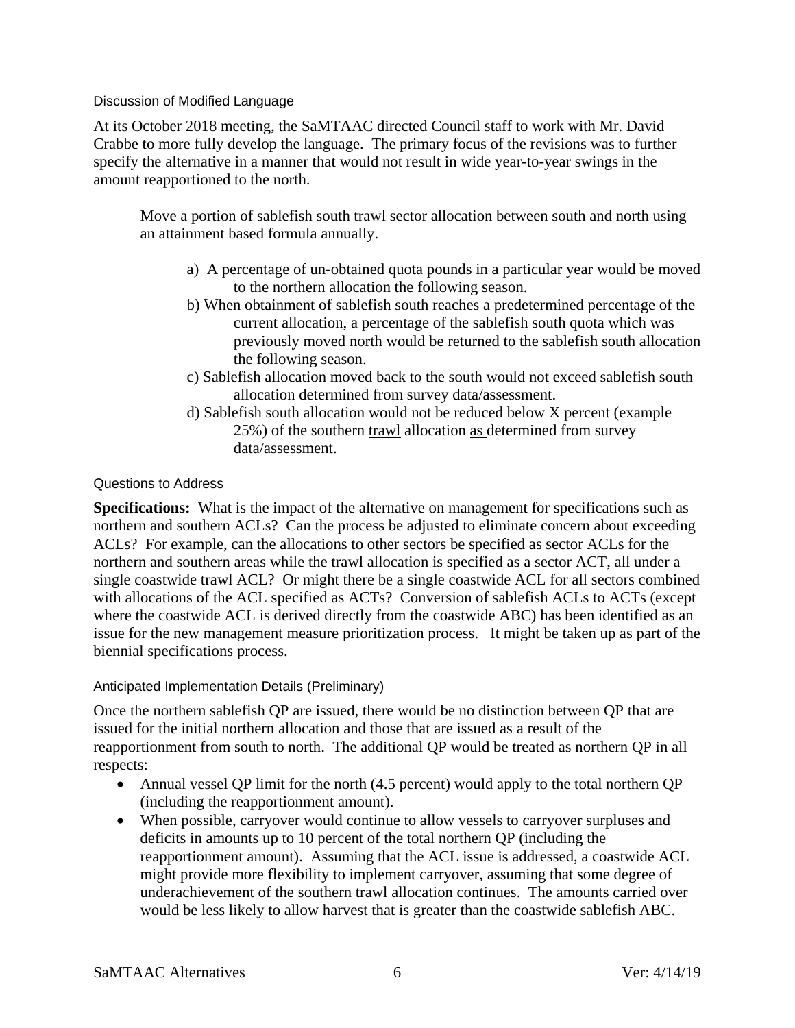### Discussion of Modified Language

At its October 2018 meeting, the SaMTAAC directed Council staff to work with Mr. David Crabbe to more fully develop the language. The primary focus of the revisions was to further specify the alternative in a manner that would not result in wide year-to-year swings in the amount reapportioned to the north.

> Move a portion of sablefish south trawl sector allocation between south and north using an attainment based formula annually.
>
> a) A percentage of un-obtained quota pounds in a particular year would be moved to the northern allocation the following season.
>
> b) When obtainment of sablefish south reaches a predetermined percentage of the current allocation, a percentage of the sablefish south quota which was previously moved north would be returned to the sablefish south allocation the following season.
>
> c) Sablefish allocation moved back to the south would not exceed sablefish south allocation determined from survey data/assessment.
>
> d) Sablefish south allocation would not be reduced below X percent (example 25%) of the southern <u>trawl</u> allocation <u>as</u> determined from survey data/assessment.

### Questions to Address

**Specifications:** What is the impact of the alternative on management for specifications such as northern and southern ACLs? Can the process be adjusted to eliminate concern about exceeding ACLs? For example, can the allocations to other sectors be specified as sector ACLs for the northern and southern areas while the trawl allocation is specified as a sector ACT, all under a single coastwide trawl ACL? Or might there be a single coastwide ACL for all sectors combined with allocations of the ACL specified as ACTs? Conversion of sablefish ACLs to ACTs (except where the coastwide ACL is derived directly from the coastwide ABC) has been identified as an issue for the new management measure prioritization process. It might be taken up as part of the biennial specifications process.

### Anticipated Implementation Details (Preliminary)

Once the northern sablefish QP are issued, there would be no distinction between QP that are issued for the initial northern allocation and those that are issued as a result of the reapportionment from south to north. The additional QP would be treated as northern QP in all respects:

- Annual vessel QP limit for the north (4.5 percent) would apply to the total northern QP (including the reapportionment amount).
- When possible, carryover would continue to allow vessels to carryover surpluses and deficits in amounts up to 10 percent of the total northern QP (including the reapportionment amount). Assuming that the ACL issue is addressed, a coastwide ACL might provide more flexibility to implement carryover, assuming that some degree of underachievement of the southern trawl allocation continues. The amounts carried over would be less likely to allow harvest that is greater than the coastwide sablefish ABC.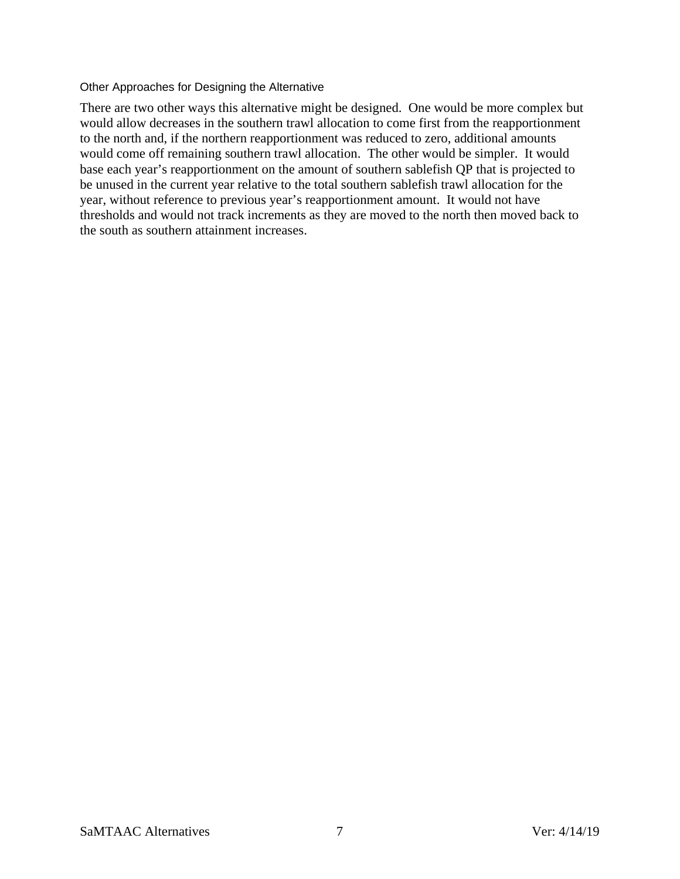#### Other Approaches for Designing the Alternative

There are two other ways this alternative might be designed. One would be more complex but would allow decreases in the southern trawl allocation to come first from the reapportionment to the north and, if the northern reapportionment was reduced to zero, additional amounts would come off remaining southern trawl allocation. The other would be simpler. It would base each year's reapportionment on the amount of southern sablefish QP that is projected to be unused in the current year relative to the total southern sablefish trawl allocation for the year, without reference to previous year's reapportionment amount. It would not have thresholds and would not track increments as they are moved to the north then moved back to the south as southern attainment increases.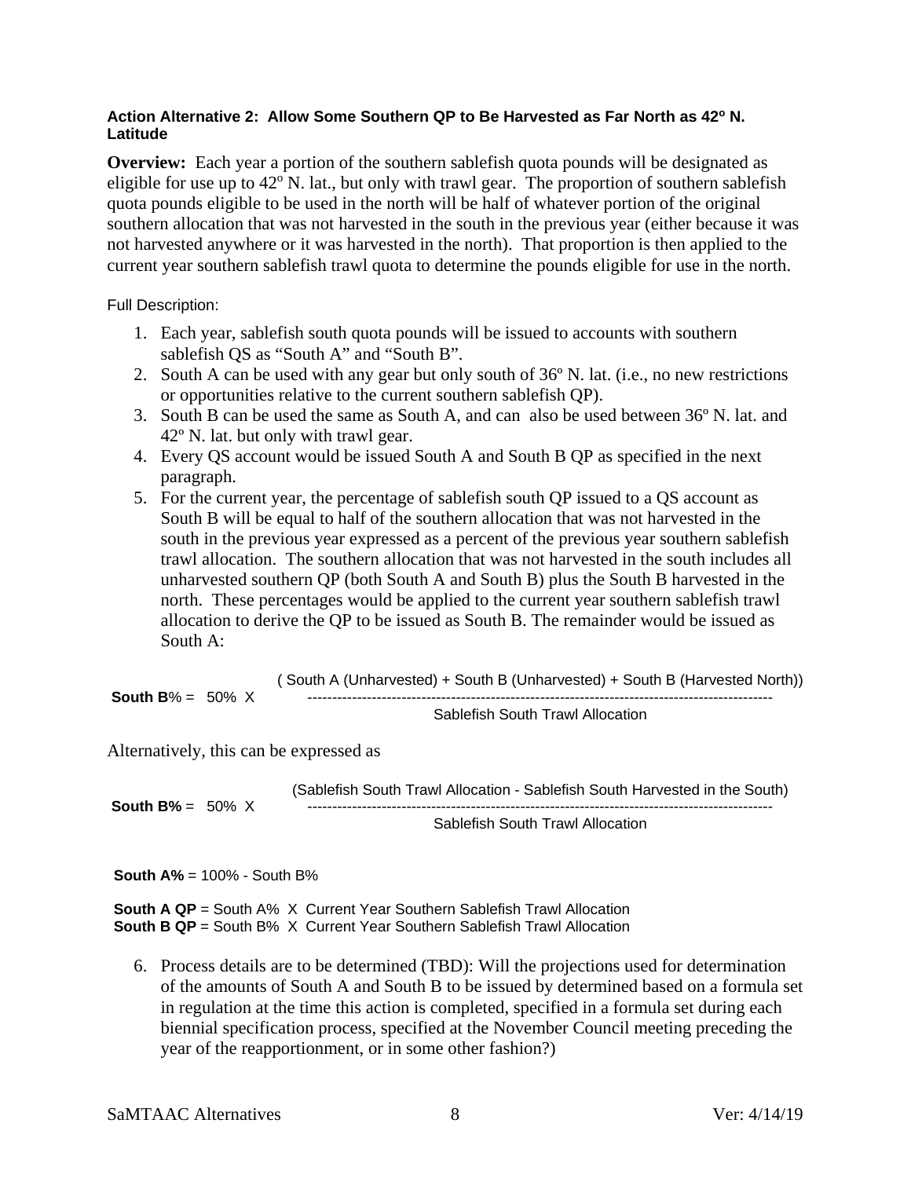#### Action Alternative 2: Allow Some Southern QP to Be Harvested as Far North as 42º N. Latitude

**Overview:** Each year a portion of the southern sablefish quota pounds will be designated as eligible for use up to 42º N. lat., but only with trawl gear. The proportion of southern sablefish quota pounds eligible to be used in the north will be half of whatever portion of the original southern allocation that was not harvested in the south in the previous year (either because it was not harvested anywhere or it was harvested in the north). That proportion is then applied to the current year southern sablefish trawl quota to determine the pounds eligible for use in the north.

Full Description:

1. Each year, sablefish south quota pounds will be issued to accounts with southern sablefish QS as "South A" and "South B".
2. South A can be used with any gear but only south of 36º N. lat. (i.e., no new restrictions or opportunities relative to the current southern sablefish QP).
3. South B can be used the same as South A, and can also be used between 36º N. lat. and 42º N. lat. but only with trawl gear.
4. Every QS account would be issued South A and South B QP as specified in the next paragraph.
5. For the current year, the percentage of sablefish south QP issued to a QS account as South B will be equal to half of the southern allocation that was not harvested in the south in the previous year expressed as a percent of the previous year southern sablefish trawl allocation. The southern allocation that was not harvested in the south includes all unharvested southern QP (both South A and South B) plus the South B harvested in the north. These percentages would be applied to the current year southern sablefish trawl allocation to derive the QP to be issued as South B. The remainder would be issued as South A:

$$\textbf{South B}\% = 50\% \times \frac{\text{(South A (Unharvested) + South B (Unharvested) + South B (Harvested North))}}{\text{Sablefish South Trawl Allocation}}$$

Alternatively, this can be expressed as

$$\textbf{South B\%} = 50\% \times \frac{\text{(Sablefish South Trawl Allocation - Sablefish South Harvested in the South)}}{\text{Sablefish South Trawl Allocation}}$$

**South A%** = 100% - South B%

**South A QP** = South A% X Current Year Southern Sablefish Trawl Allocation
**South B QP** = South B% X Current Year Southern Sablefish Trawl Allocation

6. Process details are to be determined (TBD): Will the projections used for determination of the amounts of South A and South B to be issued by determined based on a formula set in regulation at the time this action is completed, specified in a formula set during each biennial specification process, specified at the November Council meeting preceding the year of the reapportionment, or in some other fashion?)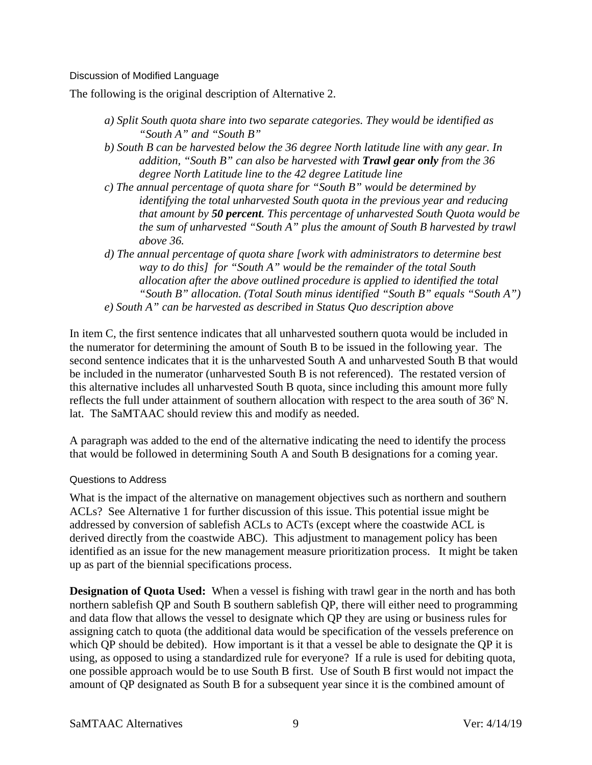### Discussion of Modified Language

The following is the original description of Alternative 2.

*a) Split South quota share into two separate categories. They would be identified as "South A" and "South B"*

*b) South B can be harvested below the 36 degree North latitude line with any gear. In addition, "South B" can also be harvested with* ***Trawl gear only*** *from the 36 degree North Latitude line to the 42 degree Latitude line*

*c) The annual percentage of quota share for "South B" would be determined by identifying the total unharvested South quota in the previous year and reducing that amount by* ***50 percent****. This percentage of unharvested South Quota would be the sum of unharvested "South A" plus the amount of South B harvested by trawl above 36.*

*d) The annual percentage of quota share [work with administrators to determine best way to do this] for "South A" would be the remainder of the total South allocation after the above outlined procedure is applied to identified the total "South B" allocation. (Total South minus identified "South B" equals "South A")*

*e) South A" can be harvested as described in Status Quo description above*

In item C, the first sentence indicates that all unharvested southern quota would be included in the numerator for determining the amount of South B to be issued in the following year. The second sentence indicates that it is the unharvested South A and unharvested South B that would be included in the numerator (unharvested South B is not referenced). The restated version of this alternative includes all unharvested South B quota, since including this amount more fully reflects the full under attainment of southern allocation with respect to the area south of 36º N. lat. The SaMTAAC should review this and modify as needed.

A paragraph was added to the end of the alternative indicating the need to identify the process that would be followed in determining South A and South B designations for a coming year.

### Questions to Address

What is the impact of the alternative on management objectives such as northern and southern ACLs? See Alternative 1 for further discussion of this issue. This potential issue might be addressed by conversion of sablefish ACLs to ACTs (except where the coastwide ACL is derived directly from the coastwide ABC). This adjustment to management policy has been identified as an issue for the new management measure prioritization process. It might be taken up as part of the biennial specifications process.

**Designation of Quota Used:** When a vessel is fishing with trawl gear in the north and has both northern sablefish QP and South B southern sablefish QP, there will either need to programming and data flow that allows the vessel to designate which QP they are using or business rules for assigning catch to quota (the additional data would be specification of the vessels preference on which QP should be debited). How important is it that a vessel be able to designate the QP it is using, as opposed to using a standardized rule for everyone? If a rule is used for debiting quota, one possible approach would be to use South B first. Use of South B first would not impact the amount of QP designated as South B for a subsequent year since it is the combined amount of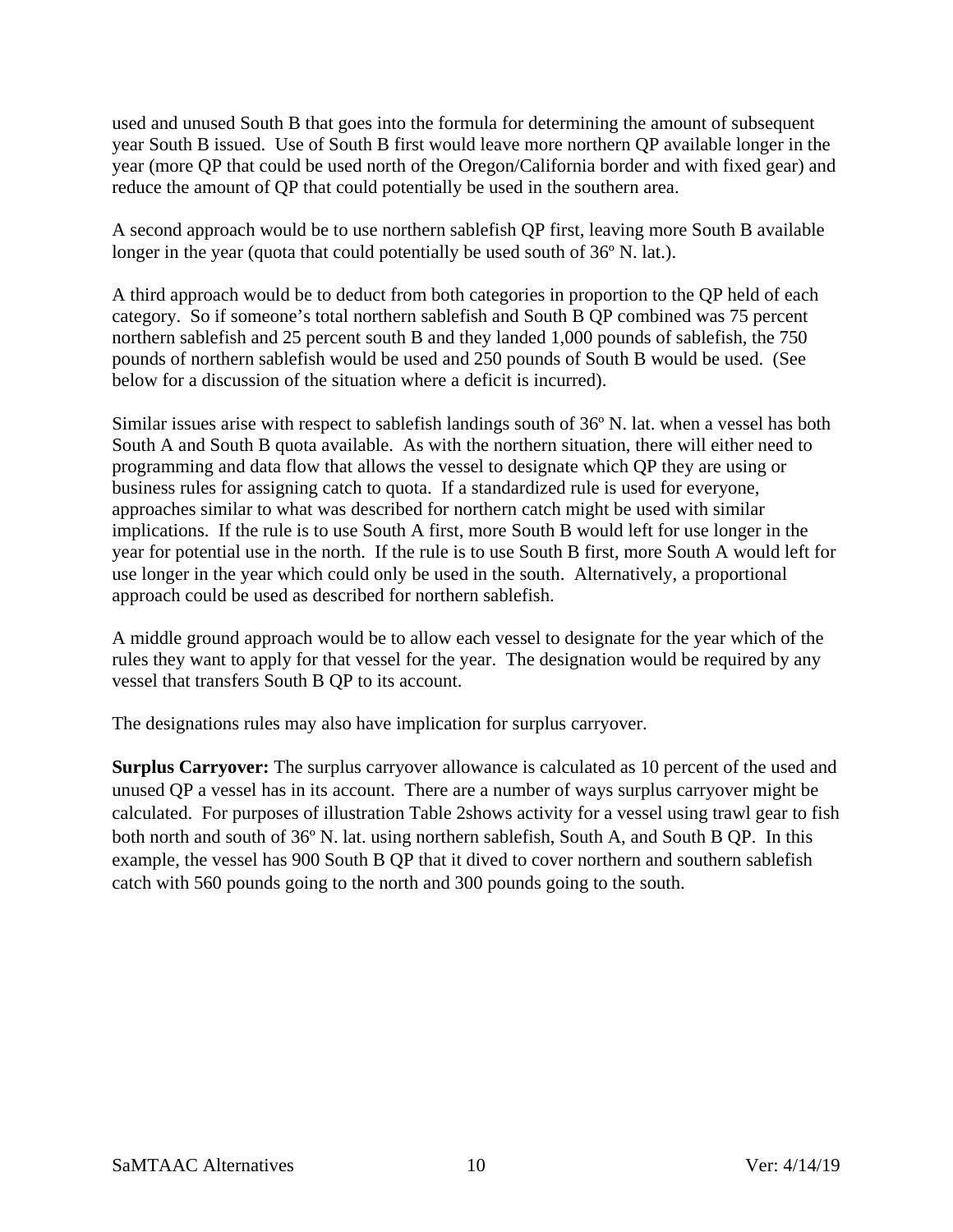used and unused South B that goes into the formula for determining the amount of subsequent year South B issued. Use of South B first would leave more northern QP available longer in the year (more QP that could be used north of the Oregon/California border and with fixed gear) and reduce the amount of QP that could potentially be used in the southern area.

A second approach would be to use northern sablefish QP first, leaving more South B available longer in the year (quota that could potentially be used south of 36º N. lat.).

A third approach would be to deduct from both categories in proportion to the QP held of each category. So if someone's total northern sablefish and South B QP combined was 75 percent northern sablefish and 25 percent south B and they landed 1,000 pounds of sablefish, the 750 pounds of northern sablefish would be used and 250 pounds of South B would be used. (See below for a discussion of the situation where a deficit is incurred).

Similar issues arise with respect to sablefish landings south of 36º N. lat. when a vessel has both South A and South B quota available. As with the northern situation, there will either need to programming and data flow that allows the vessel to designate which QP they are using or business rules for assigning catch to quota. If a standardized rule is used for everyone, approaches similar to what was described for northern catch might be used with similar implications. If the rule is to use South A first, more South B would left for use longer in the year for potential use in the north. If the rule is to use South B first, more South A would left for use longer in the year which could only be used in the south. Alternatively, a proportional approach could be used as described for northern sablefish.

A middle ground approach would be to allow each vessel to designate for the year which of the rules they want to apply for that vessel for the year. The designation would be required by any vessel that transfers South B QP to its account.

The designations rules may also have implication for surplus carryover.

**Surplus Carryover:** The surplus carryover allowance is calculated as 10 percent of the used and unused QP a vessel has in its account. There are a number of ways surplus carryover might be calculated. For purposes of illustration Table 2shows activity for a vessel using trawl gear to fish both north and south of 36º N. lat. using northern sablefish, South A, and South B QP. In this example, the vessel has 900 South B QP that it dived to cover northern and southern sablefish catch with 560 pounds going to the north and 300 pounds going to the south.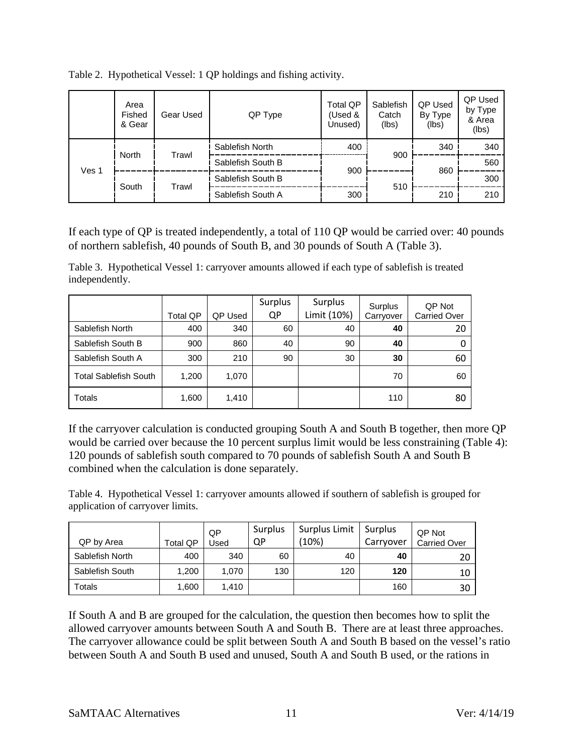Table 2. Hypothetical Vessel: 1 QP holdings and fishing activity.

| | Area Fished & Gear | Gear Used | QP Type | Total QP (Used & Unused) | Sablefish Catch (lbs) | QP Used By Type (lbs) | QP Used by Type & Area (lbs) |
|---|---|---|---|---|---|---|---|
| Ves 1 | North | Trawl | Sablefish North | 400 | 900 | 340 | 340 |
| | | | Sablefish South B | 900 | | 860 | 560 |
| | South | Trawl | Sablefish South B | | 510 | | 300 |
| | | | Sablefish South A | 300 | | 210 | 210 |

If each type of QP is treated independently, a total of 110 QP would be carried over: 40 pounds of northern sablefish, 40 pounds of South B, and 30 pounds of South A (Table 3).

Table 3. Hypothetical Vessel 1: carryover amounts allowed if each type of sablefish is treated independently.

| | Total QP | QP Used | Surplus QP | Surplus Limit (10%) | Surplus Carryover | QP Not Carried Over |
|---|---|---|---|---|---|---|
| Sablefish North | 400 | 340 | 60 | 40 | **40** | 20 |
| Sablefish South B | 900 | 860 | 40 | 90 | **40** | 0 |
| Sablefish South A | 300 | 210 | 90 | 30 | **30** | 60 |
| Total Sablefish South | 1,200 | 1,070 | | | 70 | 60 |
| Totals | 1,600 | 1,410 | | | 110 | 80 |

If the carryover calculation is conducted grouping South A and South B together, then more QP would be carried over because the 10 percent surplus limit would be less constraining (Table 4): 120 pounds of sablefish south compared to 70 pounds of sablefish South A and South B combined when the calculation is done separately.

Table 4. Hypothetical Vessel 1: carryover amounts allowed if southern of sablefish is grouped for application of carryover limits.

| QP by Area | Total QP | QP Used | Surplus QP | Surplus Limit (10%) | Surplus Carryover | QP Not Carried Over |
|---|---|---|---|---|---|---|
| Sablefish North | 400 | 340 | 60 | 40 | **40** | 20 |
| Sablefish South | 1,200 | 1,070 | 130 | 120 | **120** | 10 |
| Totals | 1,600 | 1,410 | | | 160 | 30 |

If South A and B are grouped for the calculation, the question then becomes how to split the allowed carryover amounts between South A and South B. There are at least three approaches. The carryover allowance could be split between South A and South B based on the vessel's ratio between South A and South B used and unused, South A and South B used, or the rations in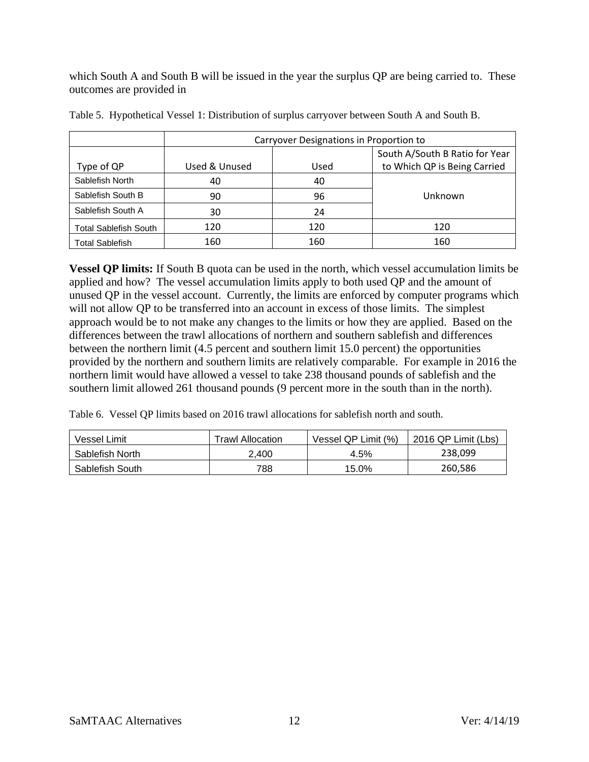which South A and South B will be issued in the year the surplus QP are being carried to. These outcomes are provided in

Table 5. Hypothetical Vessel 1: Distribution of surplus carryover between South A and South B.

| | Carryover Designations in Proportion to | | |
|---|---|---|---|
| Type of QP | Used & Unused | Used | South A/South B Ratio for Year to Which QP is Being Carried |
| Sablefish North | 40 | 40 | Unknown |
| Sablefish South B | 90 | 96 | |
| Sablefish South A | 30 | 24 | |
| Total Sablefish South | 120 | 120 | 120 |
| Total Sablefish | 160 | 160 | 160 |

**Vessel QP limits:** If South B quota can be used in the north, which vessel accumulation limits be applied and how? The vessel accumulation limits apply to both used QP and the amount of unused QP in the vessel account. Currently, the limits are enforced by computer programs which will not allow QP to be transferred into an account in excess of those limits. The simplest approach would be to not make any changes to the limits or how they are applied. Based on the differences between the trawl allocations of northern and southern sablefish and differences between the northern limit (4.5 percent and southern limit 15.0 percent) the opportunities provided by the northern and southern limits are relatively comparable. For example in 2016 the northern limit would have allowed a vessel to take 238 thousand pounds of sablefish and the southern limit allowed 261 thousand pounds (9 percent more in the south than in the north).

Table 6. Vessel QP limits based on 2016 trawl allocations for sablefish north and south.

| Vessel Limit | Trawl Allocation | Vessel QP Limit (%) | 2016 QP Limit (Lbs) |
|---|---|---|---|
| Sablefish North | 2,400 | 4.5% | 238,099 |
| Sablefish South | 788 | 15.0% | 260,586 |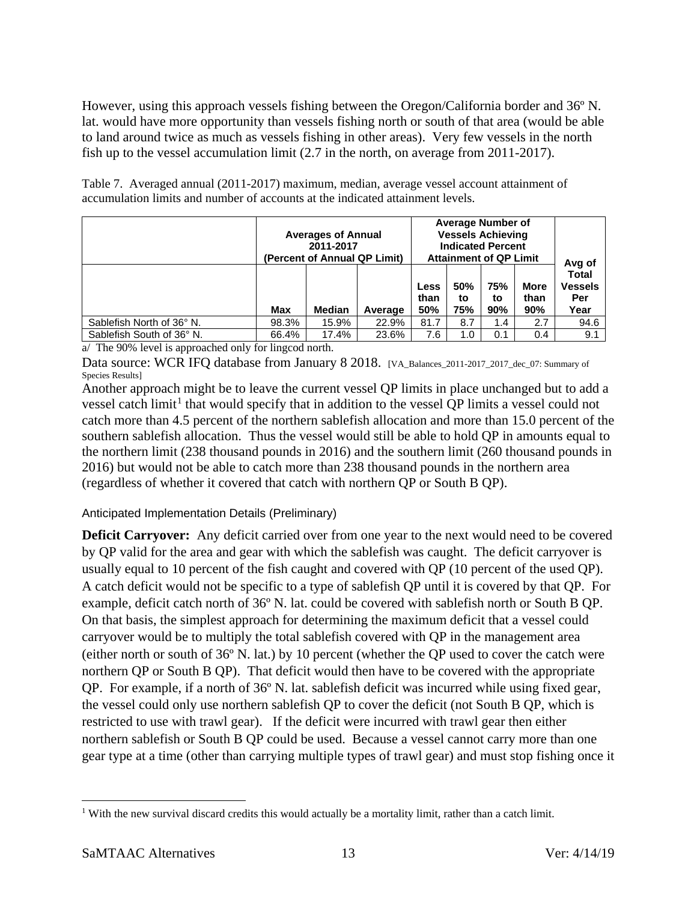However, using this approach vessels fishing between the Oregon/California border and 36º N. lat. would have more opportunity than vessels fishing north or south of that area (would be able to land around twice as much as vessels fishing in other areas). Very few vessels in the north fish up to the vessel accumulation limit (2.7 in the north, on average from 2011-2017).

Table 7. Averaged annual (2011-2017) maximum, median, average vessel account attainment of accumulation limits and number of accounts at the indicated attainment levels.

| | Averages of Annual 2011-2017 (Percent of Annual QP Limit) | | | Average Number of Vessels Achieving Indicated Percent Attainment of QP Limit | | | | Avg of Total Vessels Per Year |
|---|---|---|---|---|---|---|---|---|
| | Max | Median | Average | Less than 50% | 50% to 75% | 75% to 90% | More than 90% | |
| Sablefish North of 36° N. | 98.3% | 15.9% | 22.9% | 81.7 | 8.7 | 1.4 | 2.7 | 94.6 |
| Sablefish South of 36° N. | 66.4% | 17.4% | 23.6% | 7.6 | 1.0 | 0.1 | 0.4 | 9.1 |

a/ The 90% level is approached only for lingcod north.

Data source: WCR IFQ database from January 8 2018. [VA_Balances_2011-2017_2017_dec_07: Summary of Species Results]

Another approach might be to leave the current vessel QP limits in place unchanged but to add a vessel catch limit[1] that would specify that in addition to the vessel QP limits a vessel could not catch more than 4.5 percent of the northern sablefish allocation and more than 15.0 percent of the southern sablefish allocation. Thus the vessel would still be able to hold QP in amounts equal to the northern limit (238 thousand pounds in 2016) and the southern limit (260 thousand pounds in 2016) but would not be able to catch more than 238 thousand pounds in the northern area (regardless of whether it covered that catch with northern QP or South B QP).

### Anticipated Implementation Details (Preliminary)

**Deficit Carryover:** Any deficit carried over from one year to the next would need to be covered by QP valid for the area and gear with which the sablefish was caught. The deficit carryover is usually equal to 10 percent of the fish caught and covered with QP (10 percent of the used QP). A catch deficit would not be specific to a type of sablefish QP until it is covered by that QP. For example, deficit catch north of 36º N. lat. could be covered with sablefish north or South B QP. On that basis, the simplest approach for determining the maximum deficit that a vessel could carryover would be to multiply the total sablefish covered with QP in the management area (either north or south of 36º N. lat.) by 10 percent (whether the QP used to cover the catch were northern QP or South B QP). That deficit would then have to be covered with the appropriate QP. For example, if a north of 36º N. lat. sablefish deficit was incurred while using fixed gear, the vessel could only use northern sablefish QP to cover the deficit (not South B QP, which is restricted to use with trawl gear). If the deficit were incurred with trawl gear then either northern sablefish or South B QP could be used. Because a vessel cannot carry more than one gear type at a time (other than carrying multiple types of trawl gear) and must stop fishing once it

[1] With the new survival discard credits this would actually be a mortality limit, rather than a catch limit.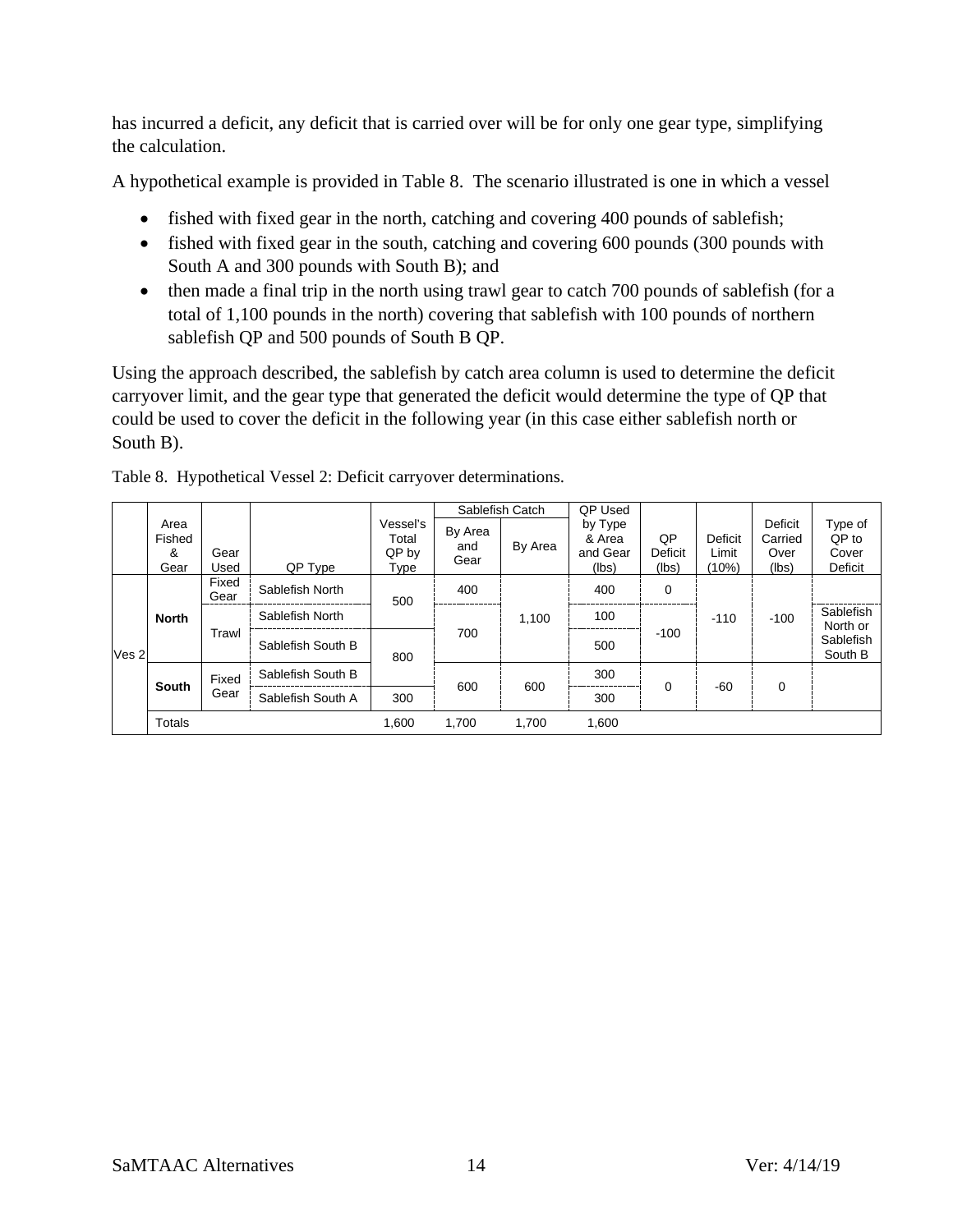has incurred a deficit, any deficit that is carried over will be for only one gear type, simplifying the calculation.

A hypothetical example is provided in Table 8. The scenario illustrated is one in which a vessel

- fished with fixed gear in the north, catching and covering 400 pounds of sablefish;
- fished with fixed gear in the south, catching and covering 600 pounds (300 pounds with South A and 300 pounds with South B); and
- then made a final trip in the north using trawl gear to catch 700 pounds of sablefish (for a total of 1,100 pounds in the north) covering that sablefish with 100 pounds of northern sablefish QP and 500 pounds of South B QP.

Using the approach described, the sablefish by catch area column is used to determine the deficit carryover limit, and the gear type that generated the deficit would determine the type of QP that could be used to cover the deficit in the following year (in this case either sablefish north or South B).

Table 8. Hypothetical Vessel 2: Deficit carryover determinations.

| | Area Fished & Gear | Gear Used | QP Type | Vessel's Total QP by Type | Sablefish Catch | | QP Used by Type & Area and Gear (lbs) | QP Deficit (lbs) | Deficit Limit (10%) | Deficit Carried Over (lbs) | Type of QP to Cover Deficit |
|---|---|---|---|---|---|---|---|---|---|---|---|
| | | | | | By Area and Gear | By Area | | | | | |
| Ves 2 | North | Fixed Gear | Sablefish North | 500 | 400 | 1,100 | 400 | 0 | -110 | -100 | |
| | | Trawl | Sablefish North | | 700 | | 100 | -100 | | | Sablefish North or Sablefish South B |
| | | | Sablefish South B | 800 | | | 500 | | | | |
| | South | Fixed Gear | Sablefish South B | | 600 | 600 | 300 | 0 | -60 | 0 | |
| | | | Sablefish South A | 300 | | | 300 | | | | |
| | Totals | | | 1,600 | 1,700 | 1,700 | 1,600 | | | | |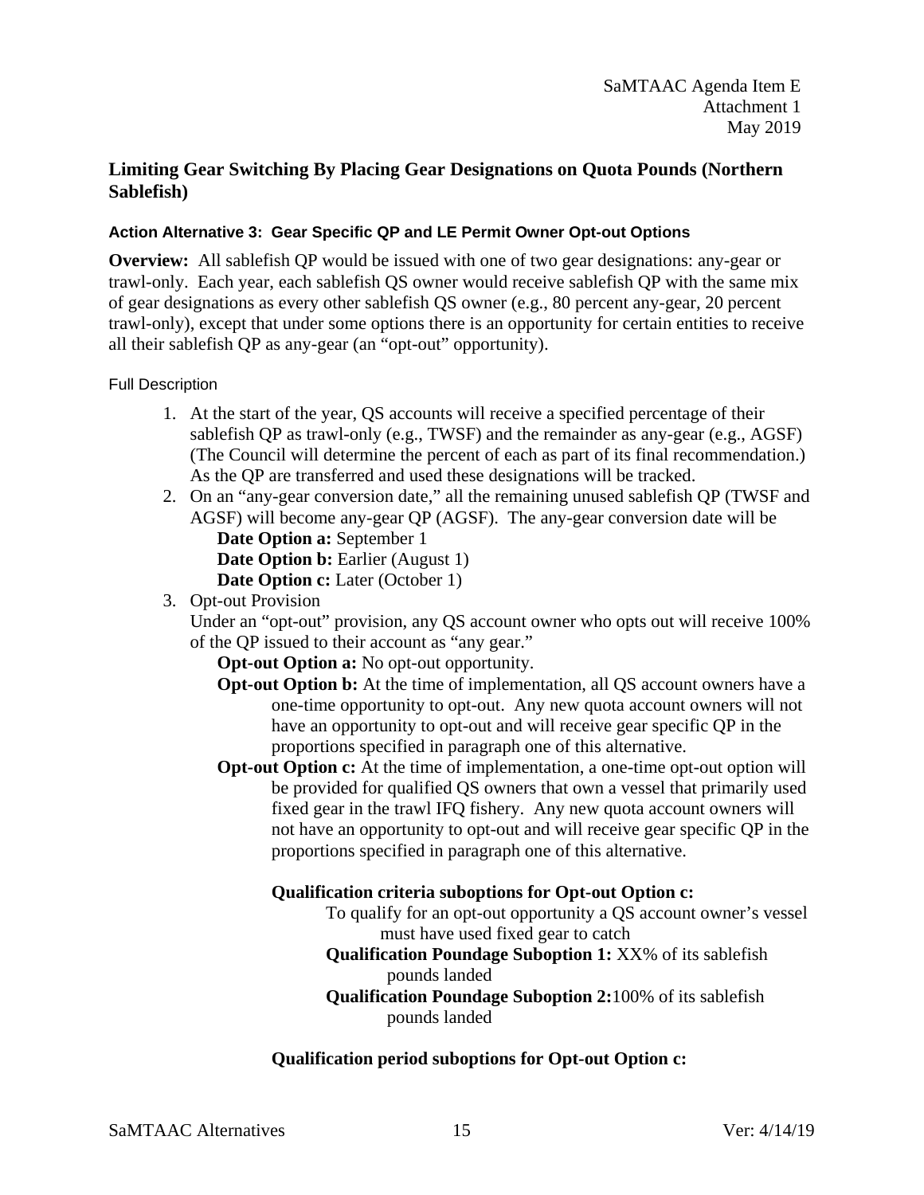## Limiting Gear Switching By Placing Gear Designations on Quota Pounds (Northern Sablefish)

### Action Alternative 3: Gear Specific QP and LE Permit Owner Opt-out Options

**Overview:** All sablefish QP would be issued with one of two gear designations: any-gear or trawl-only. Each year, each sablefish QS owner would receive sablefish QP with the same mix of gear designations as every other sablefish QS owner (e.g., 80 percent any-gear, 20 percent trawl-only), except that under some options there is an opportunity for certain entities to receive all their sablefish QP as any-gear (an "opt-out" opportunity).

Full Description

1. At the start of the year, QS accounts will receive a specified percentage of their sablefish QP as trawl-only (e.g., TWSF) and the remainder as any-gear (e.g., AGSF) (The Council will determine the percent of each as part of its final recommendation.) As the QP are transferred and used these designations will be tracked.
2. On an "any-gear conversion date," all the remaining unused sablefish QP (TWSF and AGSF) will become any-gear QP (AGSF). The any-gear conversion date will be
   - **Date Option a:** September 1
   - **Date Option b:** Earlier (August 1)
   - **Date Option c:** Later (October 1)
3. Opt-out Provision
   Under an "opt-out" provision, any QS account owner who opts out will receive 100% of the QP issued to their account as "any gear."
   - **Opt-out Option a:** No opt-out opportunity.
   - **Opt-out Option b:** At the time of implementation, all QS account owners have a one-time opportunity to opt-out. Any new quota account owners will not have an opportunity to opt-out and will receive gear specific QP in the proportions specified in paragraph one of this alternative.
   - **Opt-out Option c:** At the time of implementation, a one-time opt-out option will be provided for qualified QS owners that own a vessel that primarily used fixed gear in the trawl IFQ fishery. Any new quota account owners will not have an opportunity to opt-out and will receive gear specific QP in the proportions specified in paragraph one of this alternative.

     **Qualification criteria suboptions for Opt-out Option c:**

     To qualify for an opt-out opportunity a QS account owner's vessel must have used fixed gear to catch

     - **Qualification Poundage Suboption 1:** XX% of its sablefish pounds landed
     - **Qualification Poundage Suboption 2:** 100% of its sablefish pounds landed

     **Qualification period suboptions for Opt-out Option c:**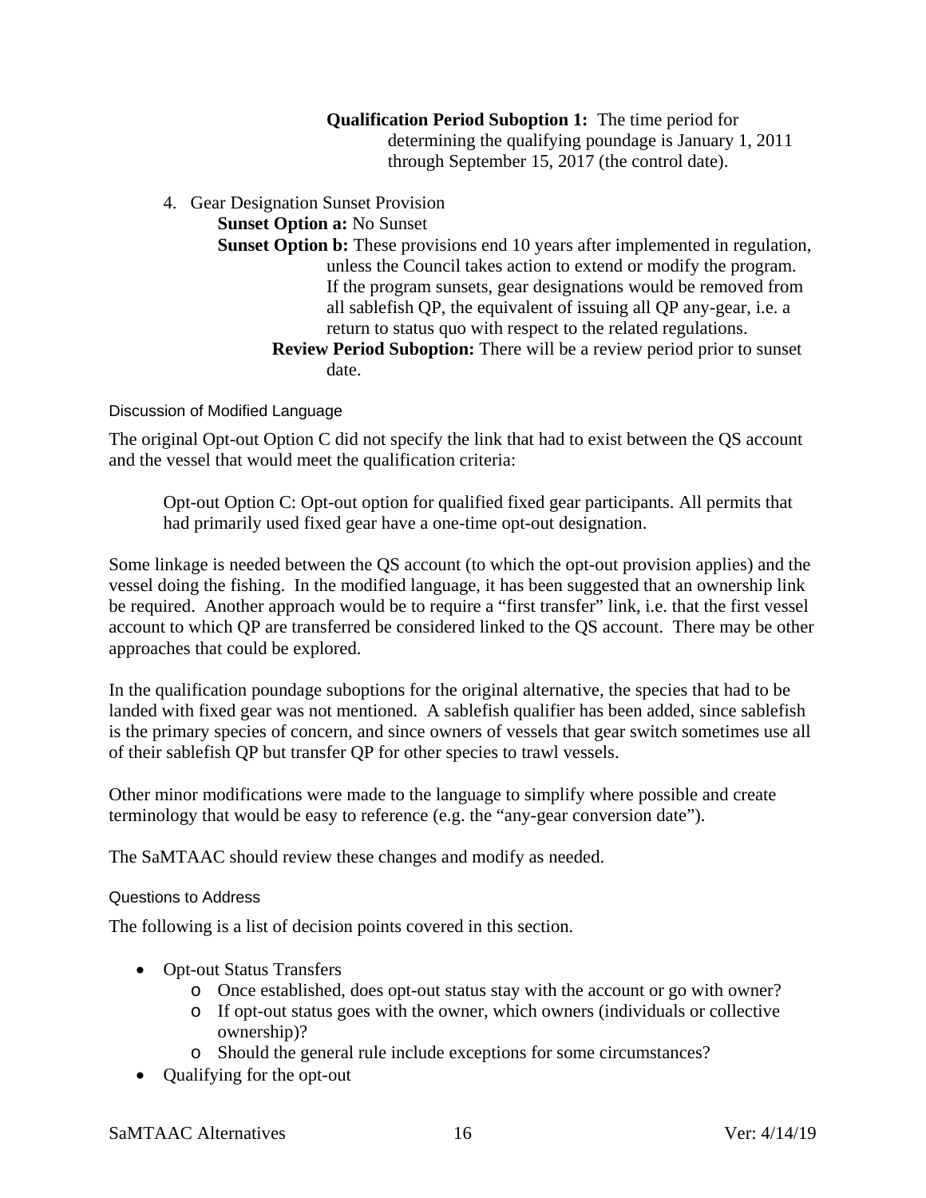**Qualification Period Suboption 1:** The time period for determining the qualifying poundage is January 1, 2011 through September 15, 2017 (the control date).

4. Gear Designation Sunset Provision
   - **Sunset Option a:** No Sunset
   - **Sunset Option b:** These provisions end 10 years after implemented in regulation, unless the Council takes action to extend or modify the program. If the program sunsets, gear designations would be removed from all sablefish QP, the equivalent of issuing all QP any-gear, i.e. a return to status quo with respect to the related regulations.
     - **Review Period Suboption:** There will be a review period prior to sunset date.

#### Discussion of Modified Language

The original Opt-out Option C did not specify the link that had to exist between the QS account and the vessel that would meet the qualification criteria:

> Opt-out Option C: Opt-out option for qualified fixed gear participants. All permits that had primarily used fixed gear have a one-time opt-out designation.

Some linkage is needed between the QS account (to which the opt-out provision applies) and the vessel doing the fishing. In the modified language, it has been suggested that an ownership link be required. Another approach would be to require a "first transfer" link, i.e. that the first vessel account to which QP are transferred be considered linked to the QS account. There may be other approaches that could be explored.

In the qualification poundage suboptions for the original alternative, the species that had to be landed with fixed gear was not mentioned. A sablefish qualifier has been added, since sablefish is the primary species of concern, and since owners of vessels that gear switch sometimes use all of their sablefish QP but transfer QP for other species to trawl vessels.

Other minor modifications were made to the language to simplify where possible and create terminology that would be easy to reference (e.g. the "any-gear conversion date").

The SaMTAAC should review these changes and modify as needed.

#### Questions to Address

The following is a list of decision points covered in this section.

- Opt-out Status Transfers
  - Once established, does opt-out status stay with the account or go with owner?
  - If opt-out status goes with the owner, which owners (individuals or collective ownership)?
  - Should the general rule include exceptions for some circumstances?
- Qualifying for the opt-out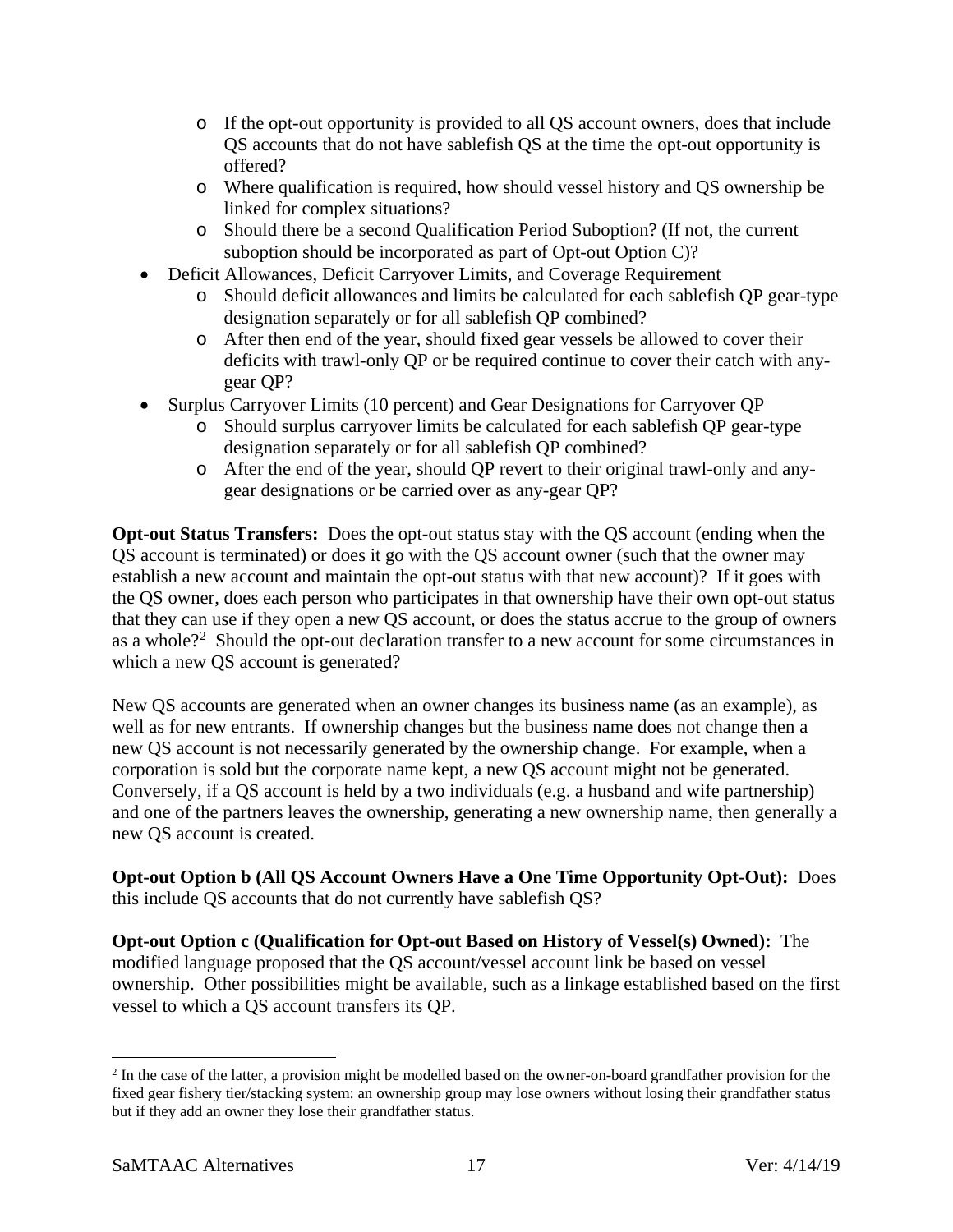- If the opt-out opportunity is provided to all QS account owners, does that include QS accounts that do not have sablefish QS at the time the opt-out opportunity is offered?
  - Where qualification is required, how should vessel history and QS ownership be linked for complex situations?
  - Should there be a second Qualification Period Suboption? (If not, the current suboption should be incorporated as part of Opt-out Option C)?
- Deficit Allowances, Deficit Carryover Limits, and Coverage Requirement
  - Should deficit allowances and limits be calculated for each sablefish QP gear-type designation separately or for all sablefish QP combined?
  - After then end of the year, should fixed gear vessels be allowed to cover their deficits with trawl-only QP or be required continue to cover their catch with any-gear QP?
- Surplus Carryover Limits (10 percent) and Gear Designations for Carryover QP
  - Should surplus carryover limits be calculated for each sablefish QP gear-type designation separately or for all sablefish QP combined?
  - After the end of the year, should QP revert to their original trawl-only and any-gear designations or be carried over as any-gear QP?

**Opt-out Status Transfers:** Does the opt-out status stay with the QS account (ending when the QS account is terminated) or does it go with the QS account owner (such that the owner may establish a new account and maintain the opt-out status with that new account)? If it goes with the QS owner, does each person who participates in that ownership have their own opt-out status that they can use if they open a new QS account, or does the status accrue to the group of owners as a whole?[2] Should the opt-out declaration transfer to a new account for some circumstances in which a new QS account is generated?

New QS accounts are generated when an owner changes its business name (as an example), as well as for new entrants. If ownership changes but the business name does not change then a new QS account is not necessarily generated by the ownership change. For example, when a corporation is sold but the corporate name kept, a new QS account might not be generated. Conversely, if a QS account is held by a two individuals (e.g. a husband and wife partnership) and one of the partners leaves the ownership, generating a new ownership name, then generally a new QS account is created.

**Opt-out Option b (All QS Account Owners Have a One Time Opportunity Opt-Out):** Does this include QS accounts that do not currently have sablefish QS?

**Opt-out Option c (Qualification for Opt-out Based on History of Vessel(s) Owned):** The modified language proposed that the QS account/vessel account link be based on vessel ownership. Other possibilities might be available, such as a linkage established based on the first vessel to which a QS account transfers its QP.

---

[2] In the case of the latter, a provision might be modelled based on the owner-on-board grandfather provision for the fixed gear fishery tier/stacking system: an ownership group may lose owners without losing their grandfather status but if they add an owner they lose their grandfather status.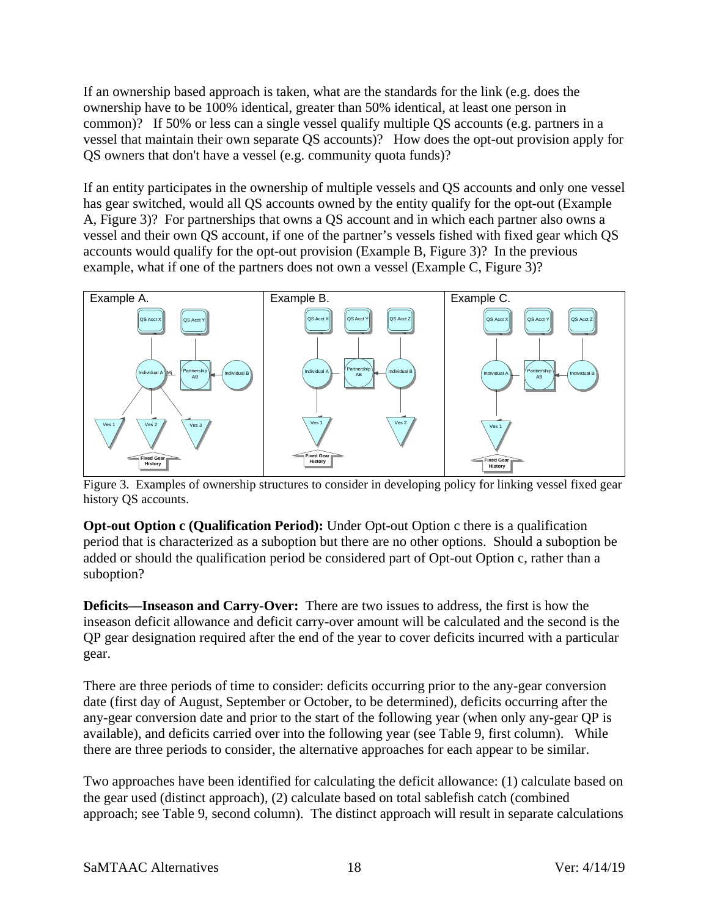If an ownership based approach is taken, what are the standards for the link (e.g. does the ownership have to be 100% identical, greater than 50% identical, at least one person in common)? If 50% or less can a single vessel qualify multiple QS accounts (e.g. partners in a vessel that maintain their own separate QS accounts)? How does the opt-out provision apply for QS owners that don't have a vessel (e.g. community quota funds)?

If an entity participates in the ownership of multiple vessels and QS accounts and only one vessel has gear switched, would all QS accounts owned by the entity qualify for the opt-out (Example A, Figure 3)? For partnerships that owns a QS account and in which each partner also owns a vessel and their own QS account, if one of the partner's vessels fished with fixed gear which QS accounts would qualify for the opt-out provision (Example B, Figure 3)? In the previous example, what if one of the partners does not own a vessel (Example C, Figure 3)?

Figure 3. Examples of ownership structures to consider in developing policy for linking vessel fixed gear history QS accounts.

**Opt-out Option c (Qualification Period):** Under Opt-out Option c there is a qualification period that is characterized as a suboption but there are no other options. Should a suboption be added or should the qualification period be considered part of Opt-out Option c, rather than a suboption?

**Deficits—Inseason and Carry-Over:** There are two issues to address, the first is how the inseason deficit allowance and deficit carry-over amount will be calculated and the second is the QP gear designation required after the end of the year to cover deficits incurred with a particular gear.

There are three periods of time to consider: deficits occurring prior to the any-gear conversion date (first day of August, September or October, to be determined), deficits occurring after the any-gear conversion date and prior to the start of the following year (when only any-gear QP is available), and deficits carried over into the following year (see Table 9, first column). While there are three periods to consider, the alternative approaches for each appear to be similar.

Two approaches have been identified for calculating the deficit allowance: (1) calculate based on the gear used (distinct approach), (2) calculate based on total sablefish catch (combined approach; see Table 9, second column). The distinct approach will result in separate calculations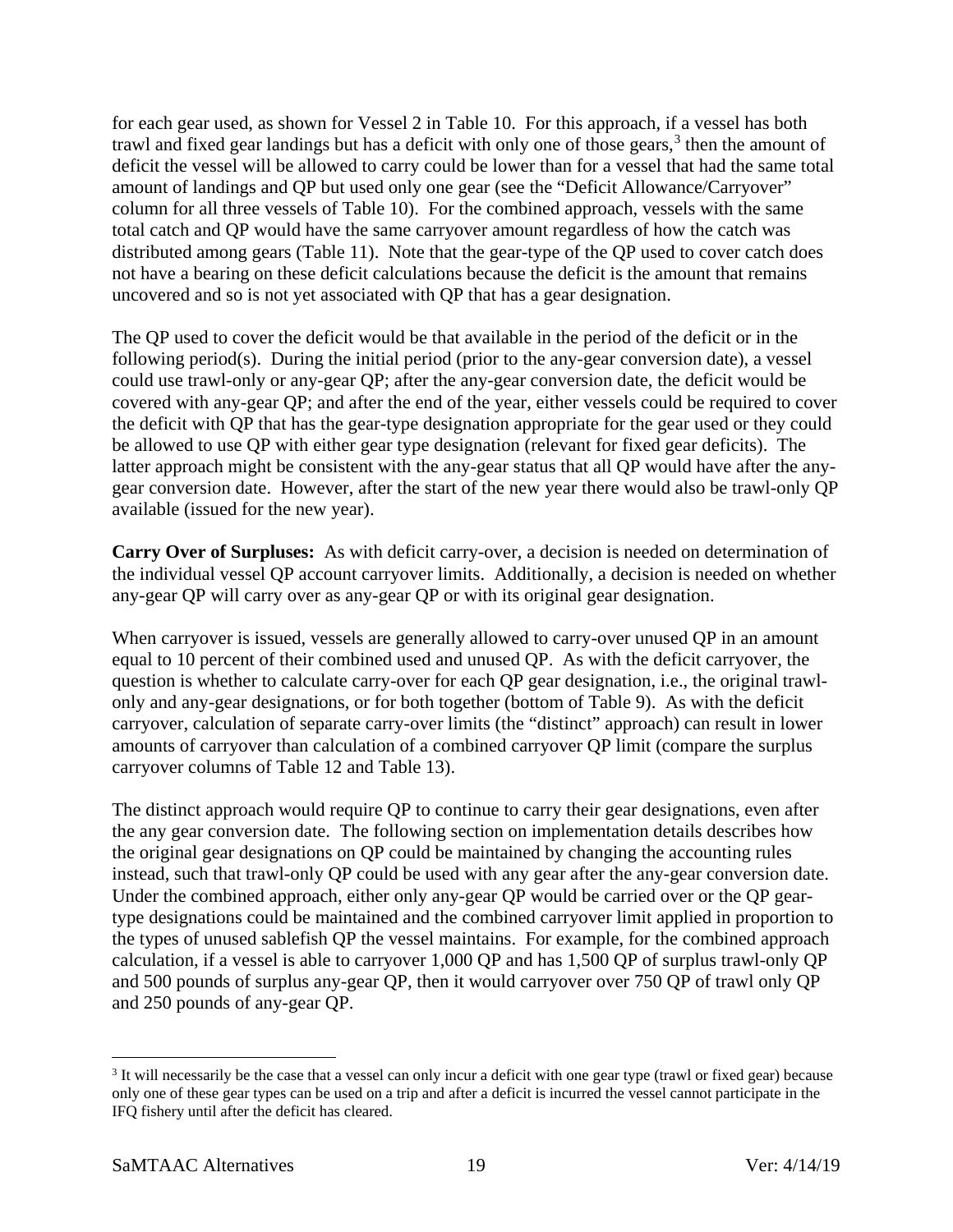for each gear used, as shown for Vessel 2 in Table 10. For this approach, if a vessel has both trawl and fixed gear landings but has a deficit with only one of those gears,[3] then the amount of deficit the vessel will be allowed to carry could be lower than for a vessel that had the same total amount of landings and QP but used only one gear (see the "Deficit Allowance/Carryover" column for all three vessels of Table 10). For the combined approach, vessels with the same total catch and QP would have the same carryover amount regardless of how the catch was distributed among gears (Table 11). Note that the gear-type of the QP used to cover catch does not have a bearing on these deficit calculations because the deficit is the amount that remains uncovered and so is not yet associated with QP that has a gear designation.

The QP used to cover the deficit would be that available in the period of the deficit or in the following period(s). During the initial period (prior to the any-gear conversion date), a vessel could use trawl-only or any-gear QP; after the any-gear conversion date, the deficit would be covered with any-gear QP; and after the end of the year, either vessels could be required to cover the deficit with QP that has the gear-type designation appropriate for the gear used or they could be allowed to use QP with either gear type designation (relevant for fixed gear deficits). The latter approach might be consistent with the any-gear status that all QP would have after the any-gear conversion date. However, after the start of the new year there would also be trawl-only QP available (issued for the new year).

**Carry Over of Surpluses:** As with deficit carry-over, a decision is needed on determination of the individual vessel QP account carryover limits. Additionally, a decision is needed on whether any-gear QP will carry over as any-gear QP or with its original gear designation.

When carryover is issued, vessels are generally allowed to carry-over unused QP in an amount equal to 10 percent of their combined used and unused QP. As with the deficit carryover, the question is whether to calculate carry-over for each QP gear designation, i.e., the original trawl-only and any-gear designations, or for both together (bottom of Table 9). As with the deficit carryover, calculation of separate carry-over limits (the "distinct" approach) can result in lower amounts of carryover than calculation of a combined carryover QP limit (compare the surplus carryover columns of Table 12 and Table 13).

The distinct approach would require QP to continue to carry their gear designations, even after the any gear conversion date. The following section on implementation details describes how the original gear designations on QP could be maintained by changing the accounting rules instead, such that trawl-only QP could be used with any gear after the any-gear conversion date. Under the combined approach, either only any-gear QP would be carried over or the QP gear-type designations could be maintained and the combined carryover limit applied in proportion to the types of unused sablefish QP the vessel maintains. For example, for the combined approach calculation, if a vessel is able to carryover 1,000 QP and has 1,500 QP of surplus trawl-only QP and 500 pounds of surplus any-gear QP, then it would carryover over 750 QP of trawl only QP and 250 pounds of any-gear QP.

---

[3] It will necessarily be the case that a vessel can only incur a deficit with one gear type (trawl or fixed gear) because only one of these gear types can be used on a trip and after a deficit is incurred the vessel cannot participate in the IFQ fishery until after the deficit has cleared.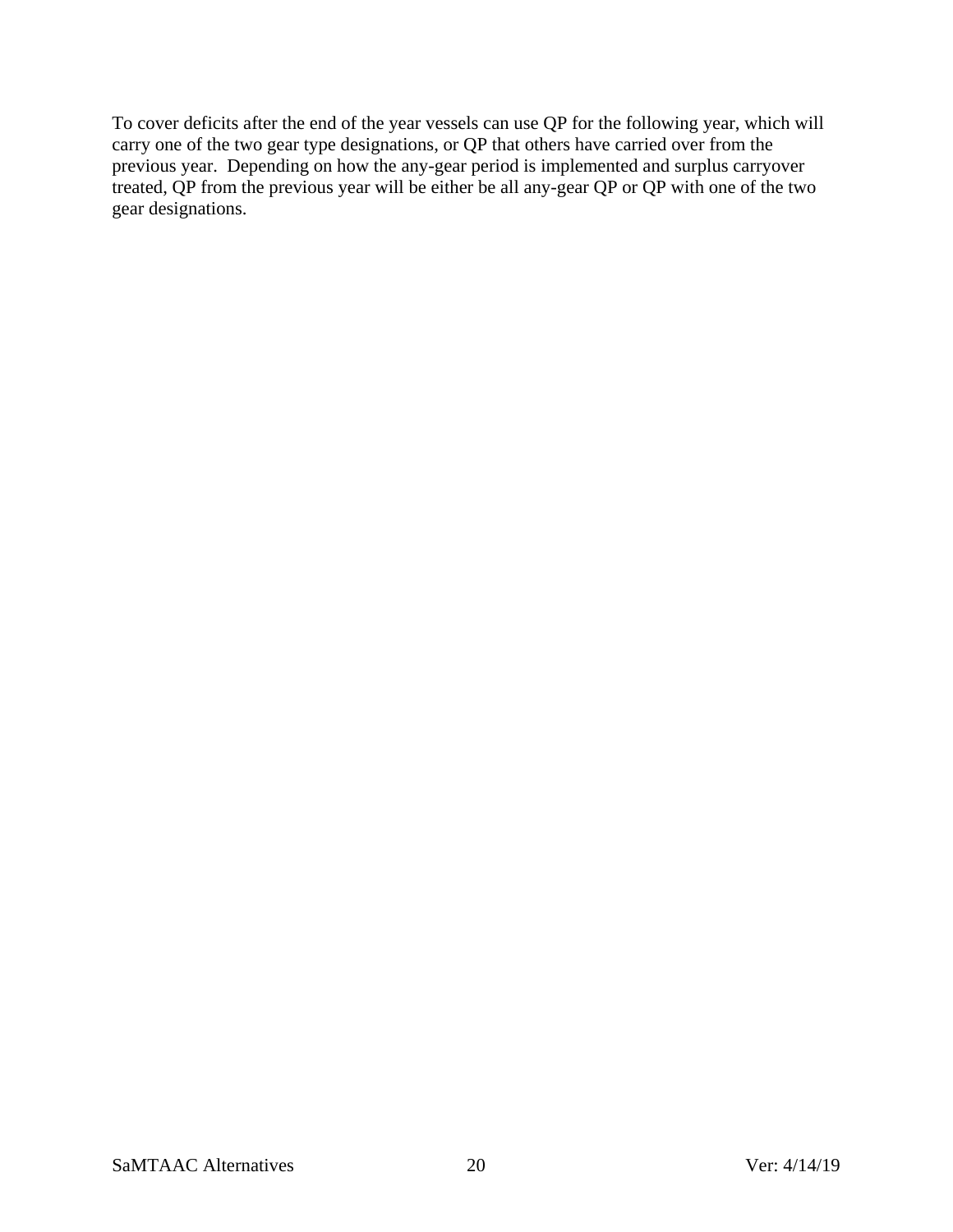To cover deficits after the end of the year vessels can use QP for the following year, which will carry one of the two gear type designations, or QP that others have carried over from the previous year. Depending on how the any-gear period is implemented and surplus carryover treated, QP from the previous year will be either be all any-gear QP or QP with one of the two gear designations.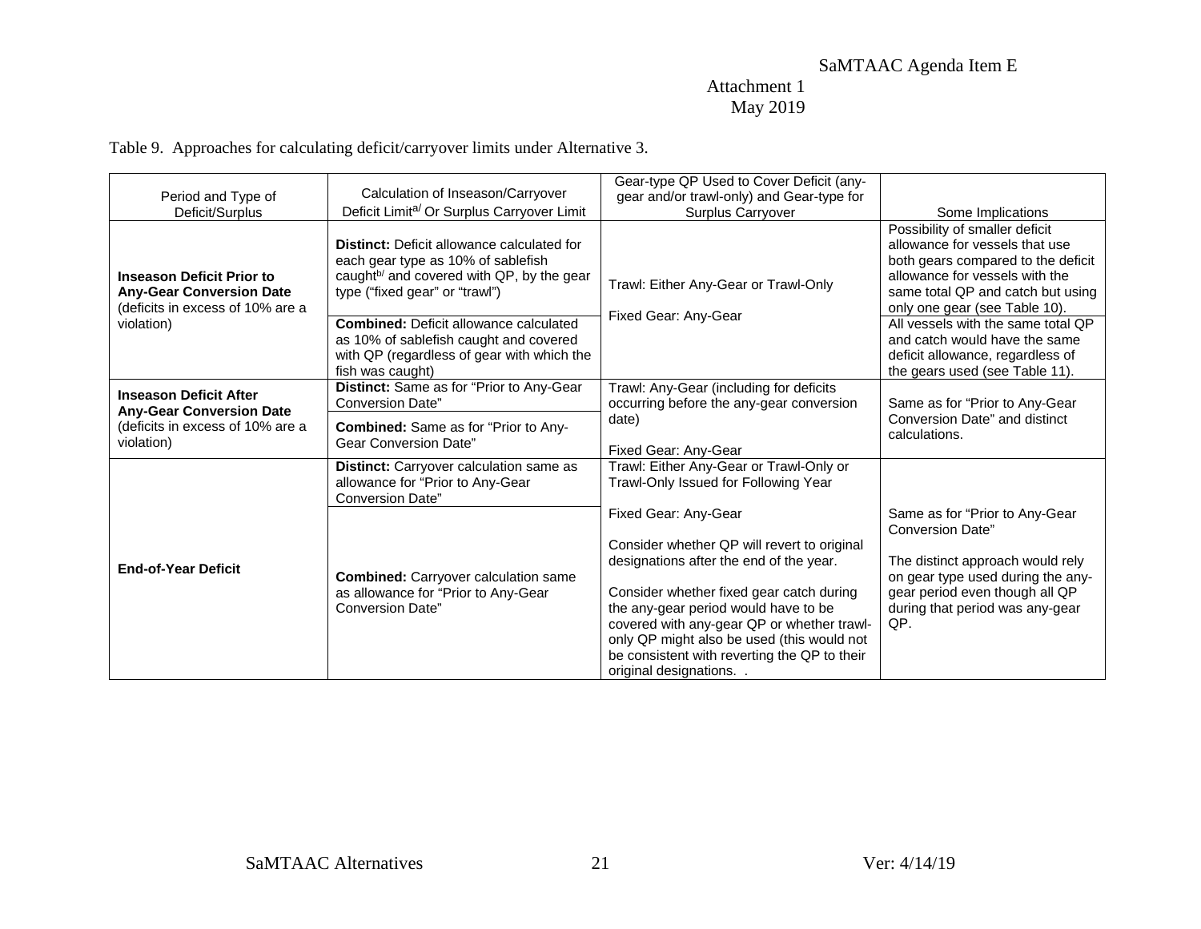Table 9. Approaches for calculating deficit/carryover limits under Alternative 3.

| Period and Type of Deficit/Surplus | Calculation of Inseason/Carryover Deficit Limit[a/] Or Surplus Carryover Limit | Gear-type QP Used to Cover Deficit (any-gear and/or trawl-only) and Gear-type for Surplus Carryover | Some Implications |
|---|---|---|---|
| **Inseason Deficit Prior to Any-Gear Conversion Date** (deficits in excess of 10% are a violation) | **Distinct:** Deficit allowance calculated for each gear type as 10% of sablefish caught[b/] and covered with QP, by the gear type ("fixed gear" or "trawl") | Trawl: Either Any-Gear or Trawl-Only<br><br>Fixed Gear: Any-Gear | Possibility of smaller deficit allowance for vessels that use both gears compared to the deficit allowance for vessels with the same total QP and catch but using only one gear (see Table 10). |
| | **Combined:** Deficit allowance calculated as 10% of sablefish caught and covered with QP (regardless of gear with which the fish was caught) | | All vessels with the same total QP and catch would have the same deficit allowance, regardless of the gears used (see Table 11). |
| **Inseason Deficit After Any-Gear Conversion Date** (deficits in excess of 10% are a violation) | **Distinct:** Same as for "Prior to Any-Gear Conversion Date" | Trawl: Any-Gear (including for deficits occurring before the any-gear conversion date)<br><br>Fixed Gear: Any-Gear | Same as for "Prior to Any-Gear Conversion Date" and distinct calculations. |
| | **Combined:** Same as for "Prior to Any-Gear Conversion Date" | | |
| **End-of-Year Deficit** | **Distinct:** Carryover calculation same as allowance for "Prior to Any-Gear Conversion Date" | Trawl: Either Any-Gear or Trawl-Only or Trawl-Only Issued for Following Year<br><br>Fixed Gear: Any-Gear<br><br>Consider whether QP will revert to original designations after the end of the year.<br><br>Consider whether fixed gear catch during the any-gear period would have to be covered with any-gear QP or whether trawl-only QP might also be used (this would not be consistent with reverting the QP to their original designations. . | Same as for "Prior to Any-Gear Conversion Date"<br><br>The distinct approach would rely on gear type used during the any-gear period even though all QP during that period was any-gear QP. |
| | **Combined:** Carryover calculation same as allowance for "Prior to Any-Gear Conversion Date" | | |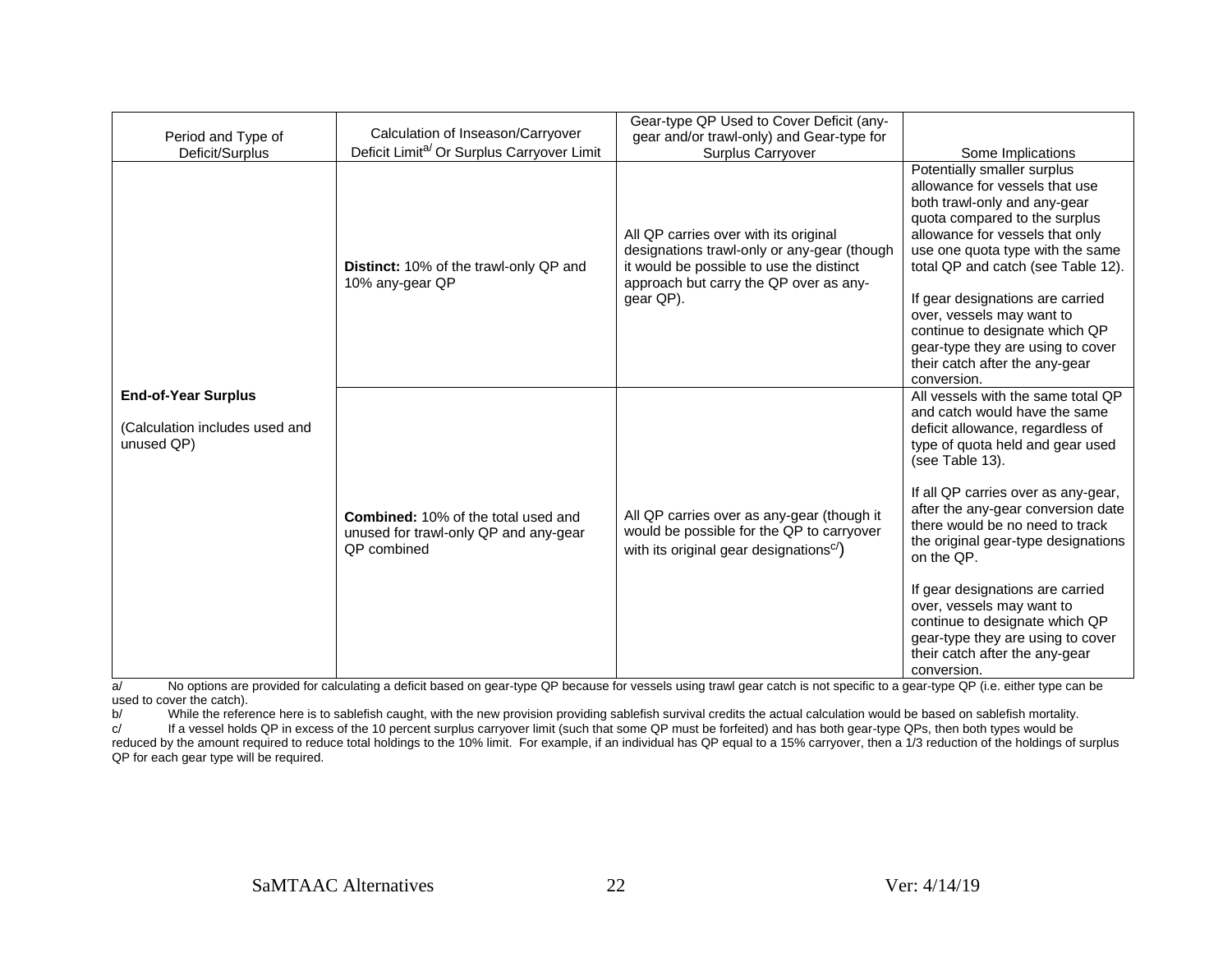| Period and Type of Deficit/Surplus | Calculation of Inseason/Carryover Deficit Limit[a/] Or Surplus Carryover Limit | Gear-type QP Used to Cover Deficit (any-gear and/or trawl-only) and Gear-type for Surplus Carryover | Some Implications |
|---|---|---|---|
| **End-of-Year Surplus**<br><br>(Calculation includes used and unused QP) | **Distinct:** 10% of the trawl-only QP and 10% any-gear QP | All QP carries over with its original designations trawl-only or any-gear (though it would be possible to use the distinct approach but carry the QP over as any-gear QP). | Potentially smaller surplus allowance for vessels that use both trawl-only and any-gear quota compared to the surplus allowance for vessels that only use one quota type with the same total QP and catch (see Table 12).<br><br>If gear designations are carried over, vessels may want to continue to designate which QP gear-type they are using to cover their catch after the any-gear conversion. |
| | **Combined:** 10% of the total used and unused for trawl-only QP and any-gear QP combined | All QP carries over as any-gear (though it would be possible for the QP to carryover with its original gear designations[c/]) | All vessels with the same total QP and catch would have the same deficit allowance, regardless of type of quota held and gear used (see Table 13).<br><br>If all QP carries over as any-gear, after the any-gear conversion date there would be no need to track the original gear-type designations on the QP.<br><br>If gear designations are carried over, vessels may want to continue to designate which QP gear-type they are using to cover their catch after the any-gear conversion. |

a/ No options are provided for calculating a deficit based on gear-type QP because for vessels using trawl gear catch is not specific to a gear-type QP (i.e. either type can be used to cover the catch).

b/ While the reference here is to sablefish caught, with the new provision providing sablefish survival credits the actual calculation would be based on sablefish mortality.

c/ If a vessel holds QP in excess of the 10 percent surplus carryover limit (such that some QP must be forfeited) and has both gear-type QPs, then both types would be reduced by the amount required to reduce total holdings to the 10% limit. For example, if an individual has QP equal to a 15% carryover, then a 1/3 reduction of the holdings of surplus QP for each gear type will be required.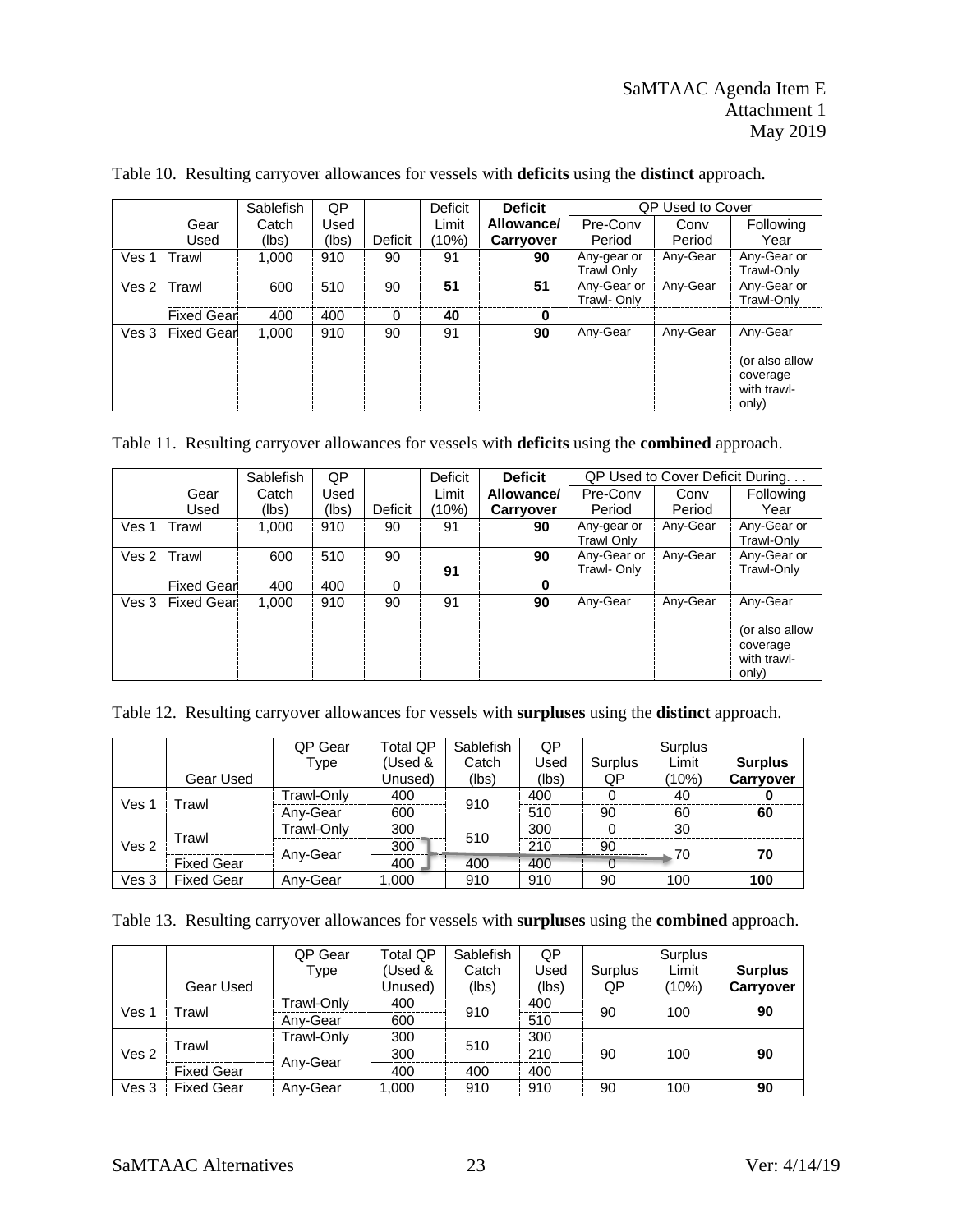Table 10. Resulting carryover allowances for vessels with **deficits** using the **distinct** approach.

| | Gear Used | Sablefish Catch (lbs) | QP Used (lbs) | Deficit | Deficit Limit (10%) | **Deficit Allowance/ Carryover** | QP Used to Cover | | |
|---|---|---|---|---|---|---|---|---|---|
| | | | | | | | Pre-Conv Period | Conv Period | Following Year |
| Ves 1 | Trawl | 1,000 | 910 | 90 | 91 | **90** | Any-gear or Trawl Only | Any-Gear | Any-Gear or Trawl-Only |
| Ves 2 | Trawl | 600 | 510 | 90 | **51** | **51** | Any-Gear or Trawl- Only | Any-Gear | Any-Gear or Trawl-Only |
| | Fixed Gear | 400 | 400 | 0 | **40** | **0** | | | |
| Ves 3 | Fixed Gear | 1,000 | 910 | 90 | 91 | **90** | Any-Gear | Any-Gear | Any-Gear (or also allow coverage with trawl-only) |

Table 11. Resulting carryover allowances for vessels with **deficits** using the **combined** approach.

| | Gear Used | Sablefish Catch (lbs) | QP Used (lbs) | Deficit | Deficit Limit (10%) | **Deficit Allowance/ Carryover** | QP Used to Cover Deficit During. . . | | |
|---|---|---|---|---|---|---|---|---|---|
| | | | | | | | Pre-Conv Period | Conv Period | Following Year |
| Ves 1 | Trawl | 1,000 | 910 | 90 | 91 | **90** | Any-gear or Trawl Only | Any-Gear | Any-Gear or Trawl-Only |
| Ves 2 | Trawl | 600 | 510 | 90 | **91** | **90** | Any-Gear or Trawl- Only | Any-Gear | Any-Gear or Trawl-Only |
| | Fixed Gear | 400 | 400 | 0 | | **0** | | | |
| Ves 3 | Fixed Gear | 1,000 | 910 | 90 | 91 | **90** | Any-Gear | Any-Gear | Any-Gear (or also allow coverage with trawl-only) |

Table 12. Resulting carryover allowances for vessels with **surpluses** using the **distinct** approach.

| | Gear Used | QP Gear Type | Total QP (Used & Unused) | Sablefish Catch (lbs) | QP Used (lbs) | Surplus QP | Surplus Limit (10%) | **Surplus Carryover** |
|---|---|---|---|---|---|---|---|---|
| Ves 1 | Trawl | Trawl-Only | 400 | 910 | 400 | 0 | 40 | **0** |
| | | Any-Gear | 600 | | 510 | 90 | 60 | **60** |
| Ves 2 | Trawl | Trawl-Only | 300 | 510 | 300 | 0 | 30 | |
| | | Any-Gear | 300 | | 210 | 90 | 70 | **70** |
| | Fixed Gear | | 400 | 400 | 400 | 0 | | |
| Ves 3 | Fixed Gear | Any-Gear | 1,000 | 910 | 910 | 90 | 100 | **100** |

Table 13. Resulting carryover allowances for vessels with **surpluses** using the **combined** approach.

| | Gear Used | QP Gear Type | Total QP (Used & Unused) | Sablefish Catch (lbs) | QP Used (lbs) | Surplus QP | Surplus Limit (10%) | **Surplus Carryover** |
|---|---|---|---|---|---|---|---|---|
| Ves 1 | Trawl | Trawl-Only | 400 | 910 | 400 | 90 | 100 | **90** |
| | | Any-Gear | 600 | | 510 | | | |
| Ves 2 | Trawl | Trawl-Only | 300 | 510 | 300 | 90 | 100 | **90** |
| | | Any-Gear | 300 | | 210 | | | |
| | Fixed Gear | | 400 | 400 | 400 | | | |
| Ves 3 | Fixed Gear | Any-Gear | 1,000 | 910 | 910 | 90 | 100 | **90** |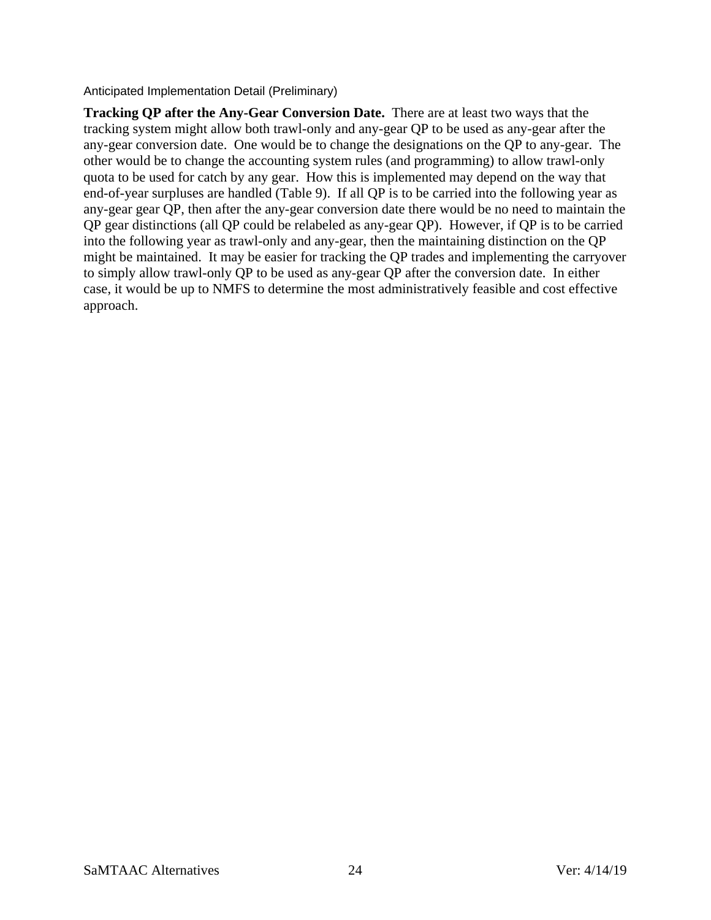Anticipated Implementation Detail (Preliminary)

**Tracking QP after the Any-Gear Conversion Date.** There are at least two ways that the tracking system might allow both trawl-only and any-gear QP to be used as any-gear after the any-gear conversion date. One would be to change the designations on the QP to any-gear. The other would be to change the accounting system rules (and programming) to allow trawl-only quota to be used for catch by any gear. How this is implemented may depend on the way that end-of-year surpluses are handled (Table 9). If all QP is to be carried into the following year as any-gear gear QP, then after the any-gear conversion date there would be no need to maintain the QP gear distinctions (all QP could be relabeled as any-gear QP). However, if QP is to be carried into the following year as trawl-only and any-gear, then the maintaining distinction on the QP might be maintained. It may be easier for tracking the QP trades and implementing the carryover to simply allow trawl-only QP to be used as any-gear QP after the conversion date. In either case, it would be up to NMFS to determine the most administratively feasible and cost effective approach.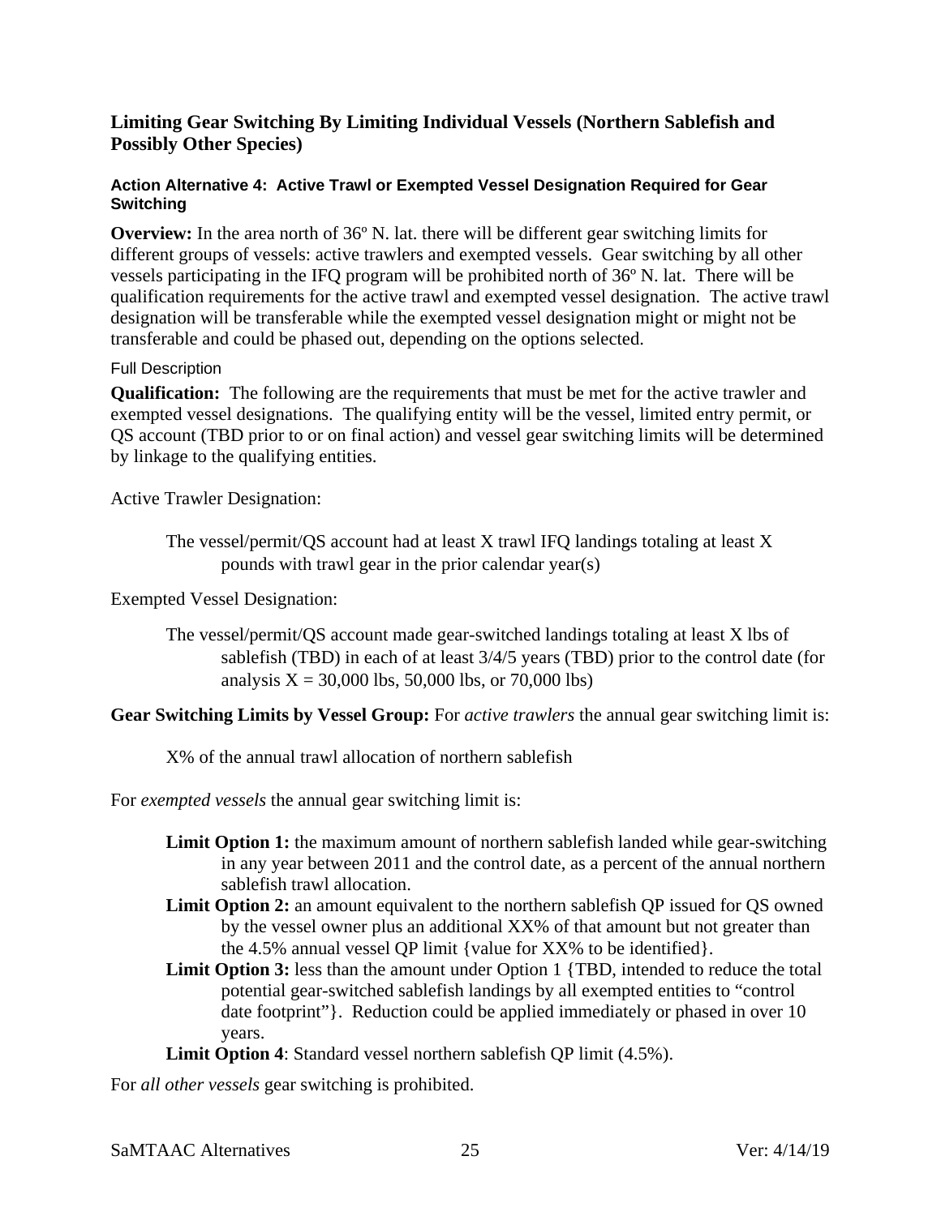## Limiting Gear Switching By Limiting Individual Vessels (Northern Sablefish and Possibly Other Species)

### Action Alternative 4: Active Trawl or Exempted Vessel Designation Required for Gear Switching

**Overview:** In the area north of 36º N. lat. there will be different gear switching limits for different groups of vessels: active trawlers and exempted vessels. Gear switching by all other vessels participating in the IFQ program will be prohibited north of 36º N. lat. There will be qualification requirements for the active trawl and exempted vessel designation. The active trawl designation will be transferable while the exempted vessel designation might or might not be transferable and could be phased out, depending on the options selected.

#### Full Description

**Qualification:** The following are the requirements that must be met for the active trawler and exempted vessel designations. The qualifying entity will be the vessel, limited entry permit, or QS account (TBD prior to or on final action) and vessel gear switching limits will be determined by linkage to the qualifying entities.

Active Trawler Designation:

> The vessel/permit/QS account had at least X trawl IFQ landings totaling at least X pounds with trawl gear in the prior calendar year(s)

Exempted Vessel Designation:

> The vessel/permit/QS account made gear-switched landings totaling at least X lbs of sablefish (TBD) in each of at least 3/4/5 years (TBD) prior to the control date (for analysis X = 30,000 lbs, 50,000 lbs, or 70,000 lbs)

**Gear Switching Limits by Vessel Group:** For *active trawlers* the annual gear switching limit is:

> X% of the annual trawl allocation of northern sablefish

For *exempted vessels* the annual gear switching limit is:

- **Limit Option 1:** the maximum amount of northern sablefish landed while gear-switching in any year between 2011 and the control date, as a percent of the annual northern sablefish trawl allocation.
- **Limit Option 2:** an amount equivalent to the northern sablefish QP issued for QS owned by the vessel owner plus an additional XX% of that amount but not greater than the 4.5% annual vessel QP limit {value for XX% to be identified}.
- **Limit Option 3:** less than the amount under Option 1 {TBD, intended to reduce the total potential gear-switched sablefish landings by all exempted entities to "control date footprint"}. Reduction could be applied immediately or phased in over 10 years.
- **Limit Option 4**: Standard vessel northern sablefish QP limit (4.5%).

For *all other vessels* gear switching is prohibited.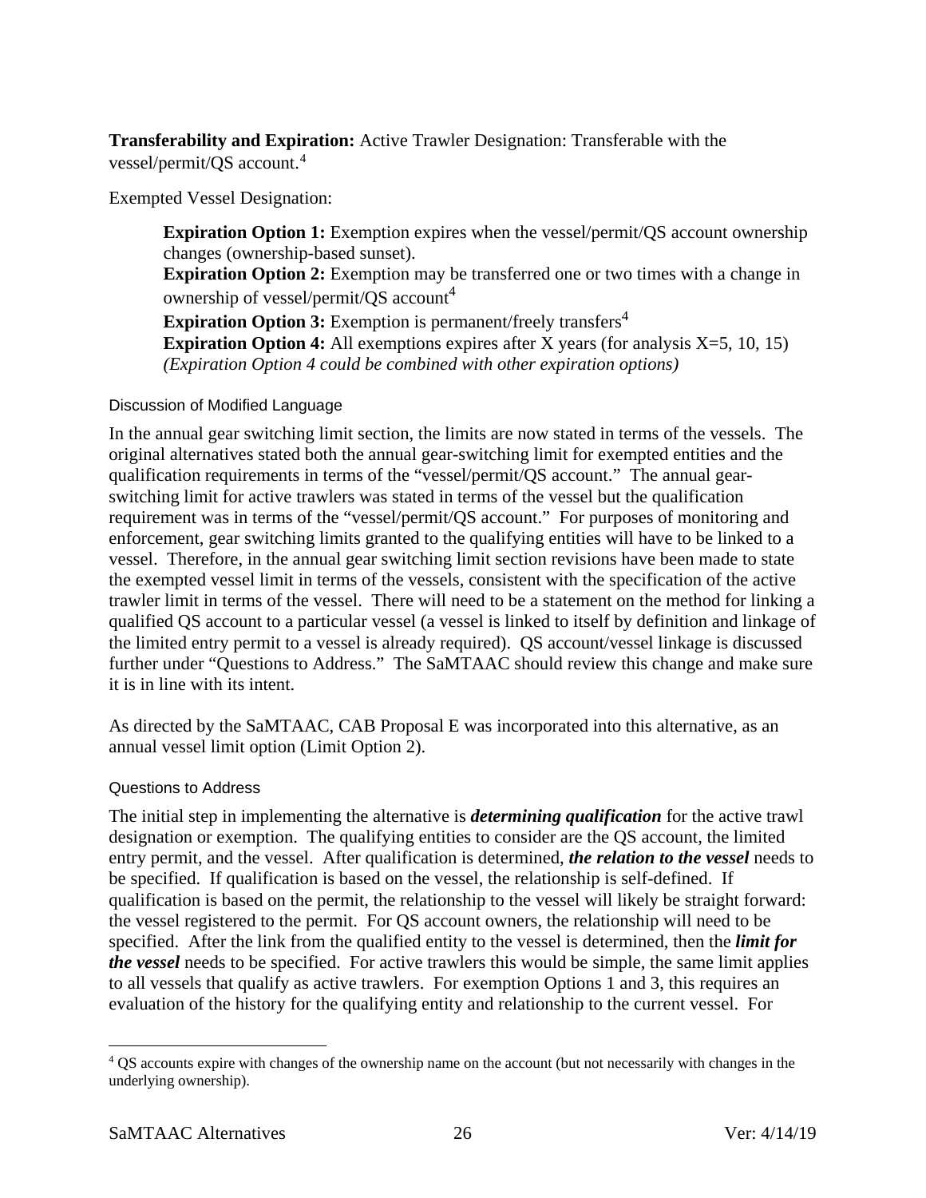**Transferability and Expiration:** Active Trawler Designation: Transferable with the vessel/permit/QS account.[4]

Exempted Vessel Designation:

> **Expiration Option 1:** Exemption expires when the vessel/permit/QS account ownership changes (ownership-based sunset).
> **Expiration Option 2:** Exemption may be transferred one or two times with a change in ownership of vessel/permit/QS account[4]
> **Expiration Option 3:** Exemption is permanent/freely transfers[4]
> **Expiration Option 4:** All exemptions expires after X years (for analysis X=5, 10, 15)
> *(Expiration Option 4 could be combined with other expiration options)*

#### Discussion of Modified Language

In the annual gear switching limit section, the limits are now stated in terms of the vessels. The original alternatives stated both the annual gear-switching limit for exempted entities and the qualification requirements in terms of the "vessel/permit/QS account." The annual gear-switching limit for active trawlers was stated in terms of the vessel but the qualification requirement was in terms of the "vessel/permit/QS account." For purposes of monitoring and enforcement, gear switching limits granted to the qualifying entities will have to be linked to a vessel. Therefore, in the annual gear switching limit section revisions have been made to state the exempted vessel limit in terms of the vessels, consistent with the specification of the active trawler limit in terms of the vessel. There will need to be a statement on the method for linking a qualified QS account to a particular vessel (a vessel is linked to itself by definition and linkage of the limited entry permit to a vessel is already required). QS account/vessel linkage is discussed further under "Questions to Address." The SaMTAAC should review this change and make sure it is in line with its intent.

As directed by the SaMTAAC, CAB Proposal E was incorporated into this alternative, as an annual vessel limit option (Limit Option 2).

#### Questions to Address

The initial step in implementing the alternative is ***determining qualification*** for the active trawl designation or exemption. The qualifying entities to consider are the QS account, the limited entry permit, and the vessel. After qualification is determined, ***the relation to the vessel*** needs to be specified. If qualification is based on the vessel, the relationship is self-defined. If qualification is based on the permit, the relationship to the vessel will likely be straight forward: the vessel registered to the permit. For QS account owners, the relationship will need to be specified. After the link from the qualified entity to the vessel is determined, then the ***limit for the vessel*** needs to be specified. For active trawlers this would be simple, the same limit applies to all vessels that qualify as active trawlers. For exemption Options 1 and 3, this requires an evaluation of the history for the qualifying entity and relationship to the current vessel. For

---

[4] QS accounts expire with changes of the ownership name on the account (but not necessarily with changes in the underlying ownership).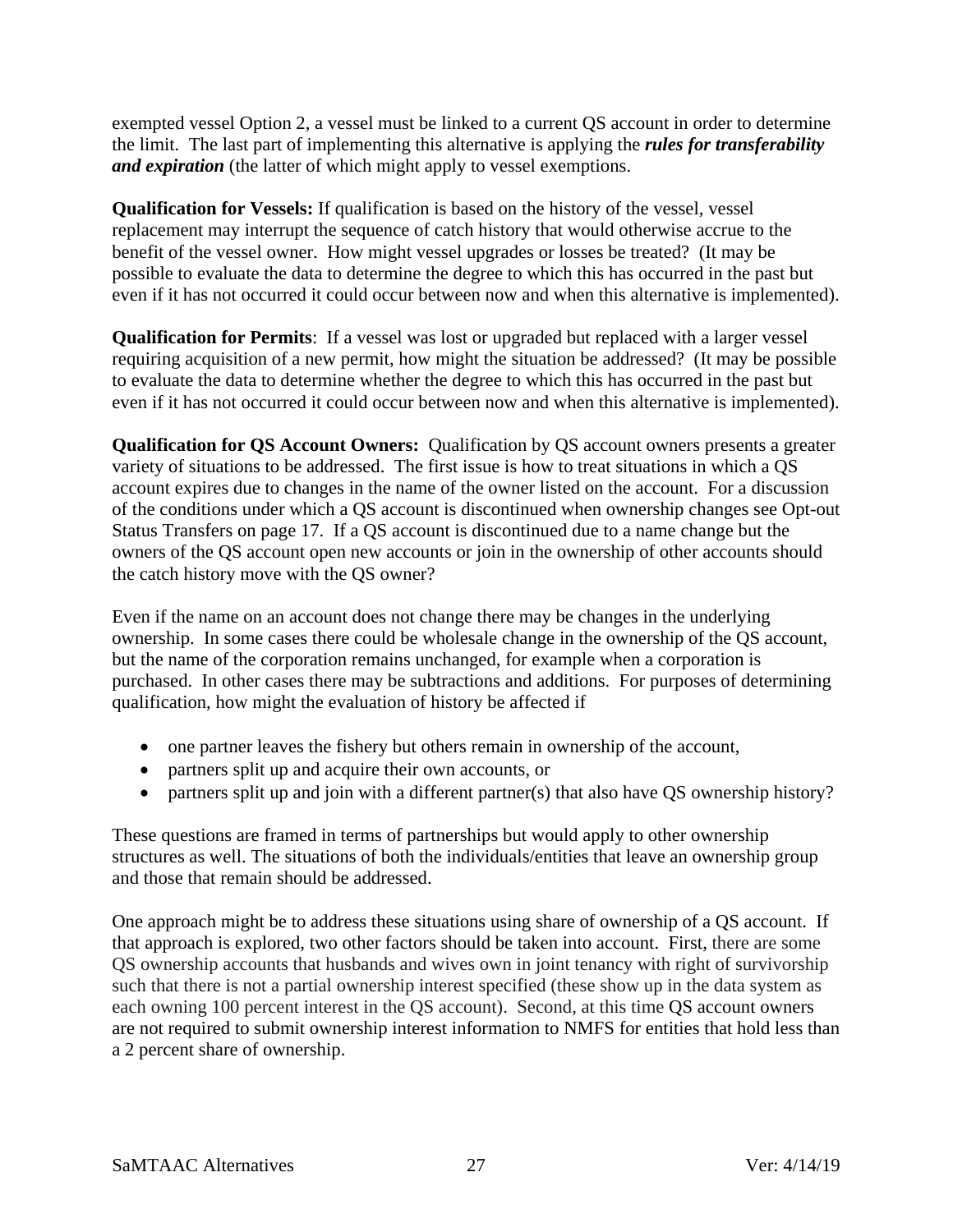exempted vessel Option 2, a vessel must be linked to a current QS account in order to determine the limit. The last part of implementing this alternative is applying the ***rules for transferability and expiration*** (the latter of which might apply to vessel exemptions.

**Qualification for Vessels:** If qualification is based on the history of the vessel, vessel replacement may interrupt the sequence of catch history that would otherwise accrue to the benefit of the vessel owner. How might vessel upgrades or losses be treated? (It may be possible to evaluate the data to determine the degree to which this has occurred in the past but even if it has not occurred it could occur between now and when this alternative is implemented).

**Qualification for Permits**: If a vessel was lost or upgraded but replaced with a larger vessel requiring acquisition of a new permit, how might the situation be addressed? (It may be possible to evaluate the data to determine whether the degree to which this has occurred in the past but even if it has not occurred it could occur between now and when this alternative is implemented).

**Qualification for QS Account Owners:** Qualification by QS account owners presents a greater variety of situations to be addressed. The first issue is how to treat situations in which a QS account expires due to changes in the name of the owner listed on the account. For a discussion of the conditions under which a QS account is discontinued when ownership changes see Opt-out Status Transfers on page 17. If a QS account is discontinued due to a name change but the owners of the QS account open new accounts or join in the ownership of other accounts should the catch history move with the QS owner?

Even if the name on an account does not change there may be changes in the underlying ownership. In some cases there could be wholesale change in the ownership of the QS account, but the name of the corporation remains unchanged, for example when a corporation is purchased. In other cases there may be subtractions and additions. For purposes of determining qualification, how might the evaluation of history be affected if

- one partner leaves the fishery but others remain in ownership of the account,
- partners split up and acquire their own accounts, or
- partners split up and join with a different partner(s) that also have QS ownership history?

These questions are framed in terms of partnerships but would apply to other ownership structures as well. The situations of both the individuals/entities that leave an ownership group and those that remain should be addressed.

One approach might be to address these situations using share of ownership of a QS account. If that approach is explored, two other factors should be taken into account. First, there are some QS ownership accounts that husbands and wives own in joint tenancy with right of survivorship such that there is not a partial ownership interest specified (these show up in the data system as each owning 100 percent interest in the QS account). Second, at this time QS account owners are not required to submit ownership interest information to NMFS for entities that hold less than a 2 percent share of ownership.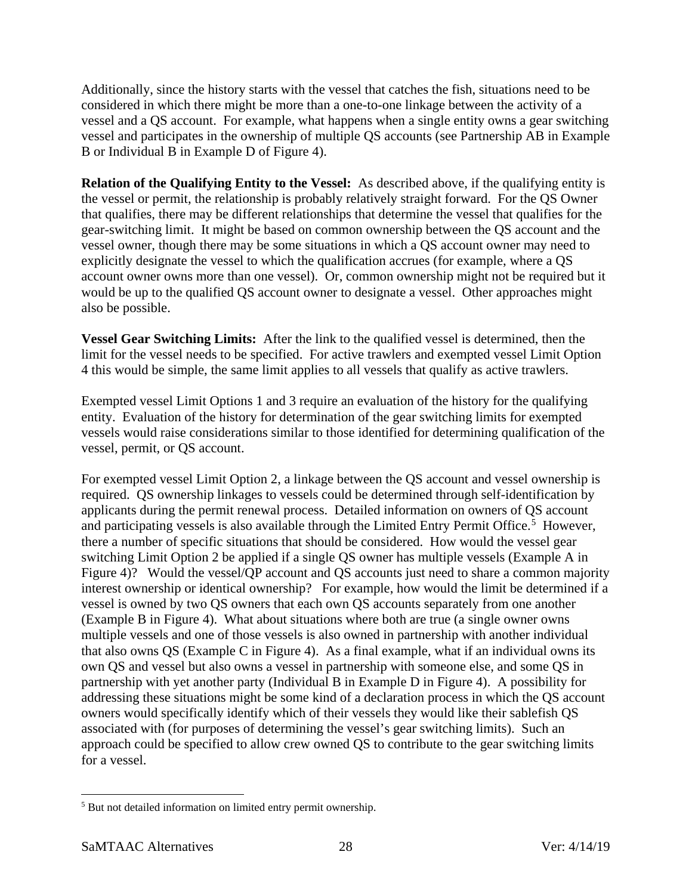Additionally, since the history starts with the vessel that catches the fish, situations need to be considered in which there might be more than a one-to-one linkage between the activity of a vessel and a QS account. For example, what happens when a single entity owns a gear switching vessel and participates in the ownership of multiple QS accounts (see Partnership AB in Example B or Individual B in Example D of Figure 4).

**Relation of the Qualifying Entity to the Vessel:** As described above, if the qualifying entity is the vessel or permit, the relationship is probably relatively straight forward. For the QS Owner that qualifies, there may be different relationships that determine the vessel that qualifies for the gear-switching limit. It might be based on common ownership between the QS account and the vessel owner, though there may be some situations in which a QS account owner may need to explicitly designate the vessel to which the qualification accrues (for example, where a QS account owner owns more than one vessel). Or, common ownership might not be required but it would be up to the qualified QS account owner to designate a vessel. Other approaches might also be possible.

**Vessel Gear Switching Limits:** After the link to the qualified vessel is determined, then the limit for the vessel needs to be specified. For active trawlers and exempted vessel Limit Option 4 this would be simple, the same limit applies to all vessels that qualify as active trawlers.

Exempted vessel Limit Options 1 and 3 require an evaluation of the history for the qualifying entity. Evaluation of the history for determination of the gear switching limits for exempted vessels would raise considerations similar to those identified for determining qualification of the vessel, permit, or QS account.

For exempted vessel Limit Option 2, a linkage between the QS account and vessel ownership is required. QS ownership linkages to vessels could be determined through self-identification by applicants during the permit renewal process. Detailed information on owners of QS account and participating vessels is also available through the Limited Entry Permit Office.[5] However, there a number of specific situations that should be considered. How would the vessel gear switching Limit Option 2 be applied if a single QS owner has multiple vessels (Example A in Figure 4)? Would the vessel/QP account and QS accounts just need to share a common majority interest ownership or identical ownership? For example, how would the limit be determined if a vessel is owned by two QS owners that each own QS accounts separately from one another (Example B in Figure 4). What about situations where both are true (a single owner owns multiple vessels and one of those vessels is also owned in partnership with another individual that also owns QS (Example C in Figure 4). As a final example, what if an individual owns its own QS and vessel but also owns a vessel in partnership with someone else, and some QS in partnership with yet another party (Individual B in Example D in Figure 4). A possibility for addressing these situations might be some kind of a declaration process in which the QS account owners would specifically identify which of their vessels they would like their sablefish QS associated with (for purposes of determining the vessel's gear switching limits). Such an approach could be specified to allow crew owned QS to contribute to the gear switching limits for a vessel.

---

[5] But not detailed information on limited entry permit ownership.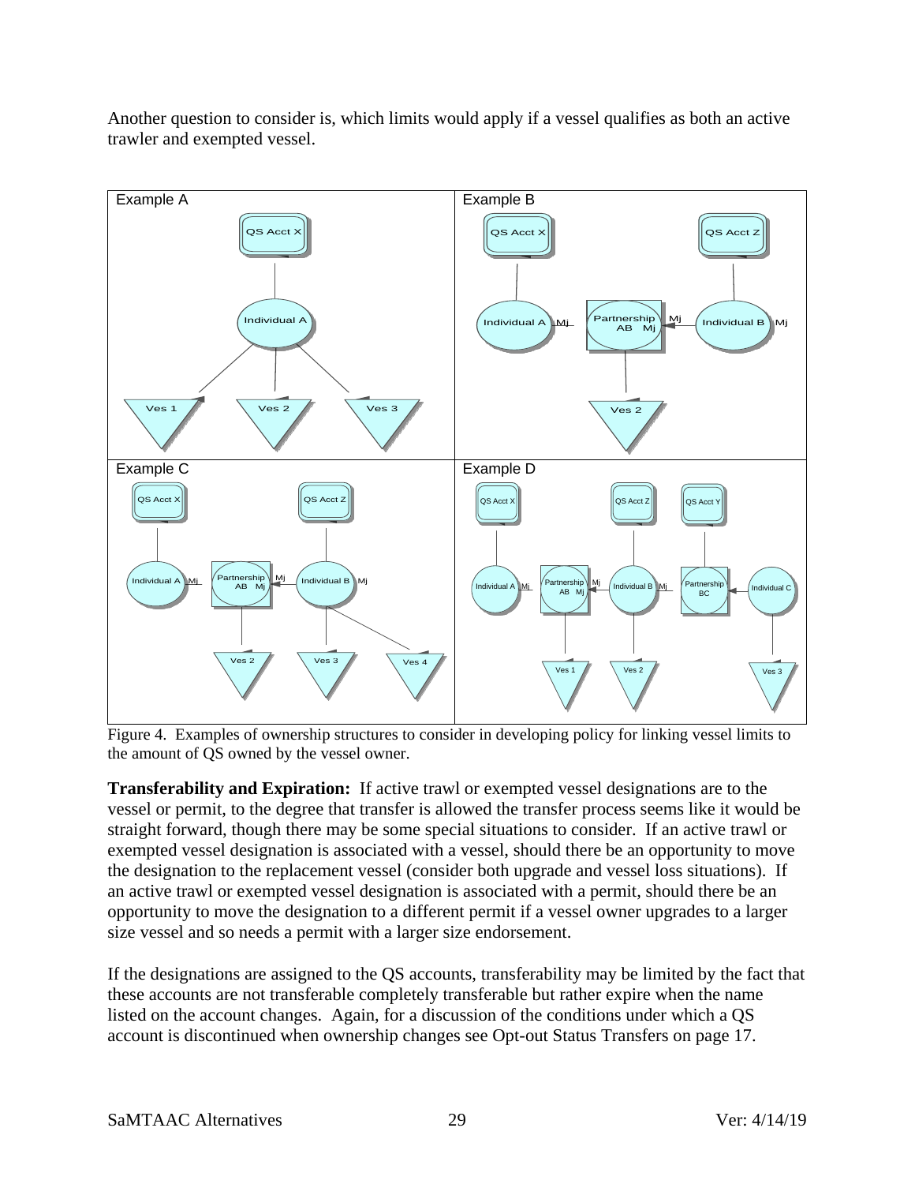Another question to consider is, which limits would apply if a vessel qualifies as both an active trawler and exempted vessel.

Figure 4. Examples of ownership structures to consider in developing policy for linking vessel limits to the amount of QS owned by the vessel owner.

**Transferability and Expiration:** If active trawl or exempted vessel designations are to the vessel or permit, to the degree that transfer is allowed the transfer process seems like it would be straight forward, though there may be some special situations to consider. If an active trawl or exempted vessel designation is associated with a vessel, should there be an opportunity to move the designation to the replacement vessel (consider both upgrade and vessel loss situations). If an active trawl or exempted vessel designation is associated with a permit, should there be an opportunity to move the designation to a different permit if a vessel owner upgrades to a larger size vessel and so needs a permit with a larger size endorsement.

If the designations are assigned to the QS accounts, transferability may be limited by the fact that these accounts are not transferable completely transferable but rather expire when the name listed on the account changes. Again, for a discussion of the conditions under which a QS account is discontinued when ownership changes see Opt-out Status Transfers on page 17.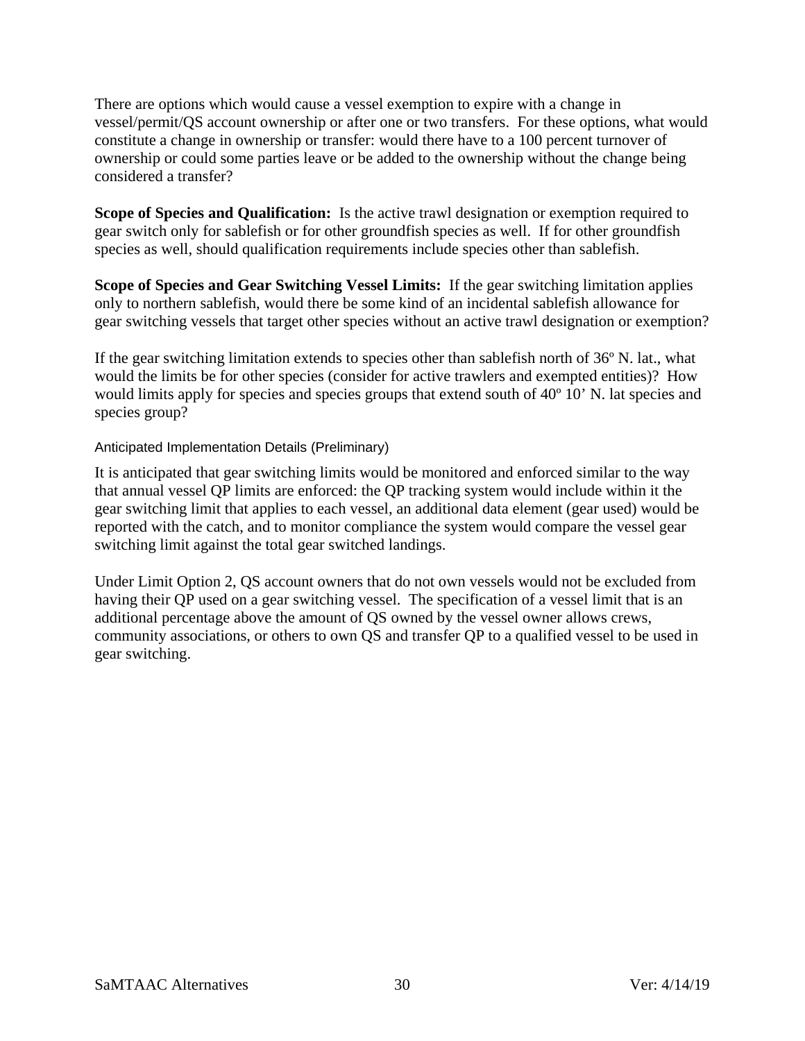There are options which would cause a vessel exemption to expire with a change in vessel/permit/QS account ownership or after one or two transfers. For these options, what would constitute a change in ownership or transfer: would there have to a 100 percent turnover of ownership or could some parties leave or be added to the ownership without the change being considered a transfer?

**Scope of Species and Qualification:** Is the active trawl designation or exemption required to gear switch only for sablefish or for other groundfish species as well. If for other groundfish species as well, should qualification requirements include species other than sablefish.

**Scope of Species and Gear Switching Vessel Limits:** If the gear switching limitation applies only to northern sablefish, would there be some kind of an incidental sablefish allowance for gear switching vessels that target other species without an active trawl designation or exemption?

If the gear switching limitation extends to species other than sablefish north of 36º N. lat., what would the limits be for other species (consider for active trawlers and exempted entities)? How would limits apply for species and species groups that extend south of 40º 10' N. lat species and species group?

### Anticipated Implementation Details (Preliminary)

It is anticipated that gear switching limits would be monitored and enforced similar to the way that annual vessel QP limits are enforced: the QP tracking system would include within it the gear switching limit that applies to each vessel, an additional data element (gear used) would be reported with the catch, and to monitor compliance the system would compare the vessel gear switching limit against the total gear switched landings.

Under Limit Option 2, QS account owners that do not own vessels would not be excluded from having their QP used on a gear switching vessel. The specification of a vessel limit that is an additional percentage above the amount of QS owned by the vessel owner allows crews, community associations, or others to own QS and transfer QP to a qualified vessel to be used in gear switching.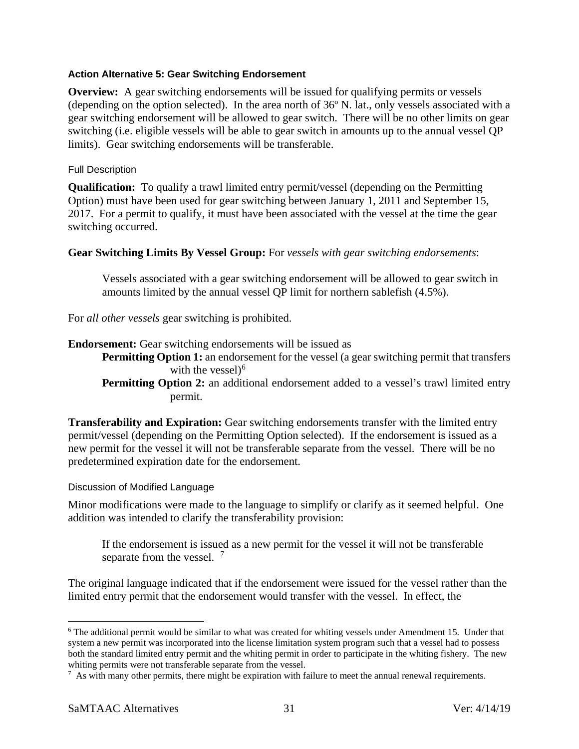### Action Alternative 5: Gear Switching Endorsement

**Overview:** A gear switching endorsements will be issued for qualifying permits or vessels (depending on the option selected). In the area north of 36º N. lat., only vessels associated with a gear switching endorsement will be allowed to gear switch. There will be no other limits on gear switching (i.e. eligible vessels will be able to gear switch in amounts up to the annual vessel QP limits). Gear switching endorsements will be transferable.

#### Full Description

**Qualification:** To qualify a trawl limited entry permit/vessel (depending on the Permitting Option) must have been used for gear switching between January 1, 2011 and September 15, 2017. For a permit to qualify, it must have been associated with the vessel at the time the gear switching occurred.

**Gear Switching Limits By Vessel Group:** For *vessels with gear switching endorsements*:

> Vessels associated with a gear switching endorsement will be allowed to gear switch in amounts limited by the annual vessel QP limit for northern sablefish (4.5%).

For *all other vessels* gear switching is prohibited.

**Endorsement:** Gear switching endorsements will be issued as

- **Permitting Option 1:** an endorsement for the vessel (a gear switching permit that transfers with the vessel)[6]
- **Permitting Option 2:** an additional endorsement added to a vessel's trawl limited entry permit.

**Transferability and Expiration:** Gear switching endorsements transfer with the limited entry permit/vessel (depending on the Permitting Option selected). If the endorsement is issued as a new permit for the vessel it will not be transferable separate from the vessel. There will be no predetermined expiration date for the endorsement.

#### Discussion of Modified Language

Minor modifications were made to the language to simplify or clarify as it seemed helpful. One addition was intended to clarify the transferability provision:

> If the endorsement is issued as a new permit for the vessel it will not be transferable separate from the vessel. [7]

The original language indicated that if the endorsement were issued for the vessel rather than the limited entry permit that the endorsement would transfer with the vessel. In effect, the

---

[6] The additional permit would be similar to what was created for whiting vessels under Amendment 15. Under that system a new permit was incorporated into the license limitation system program such that a vessel had to possess both the standard limited entry permit and the whiting permit in order to participate in the whiting fishery. The new whiting permits were not transferable separate from the vessel.

[7] As with many other permits, there might be expiration with failure to meet the annual renewal requirements.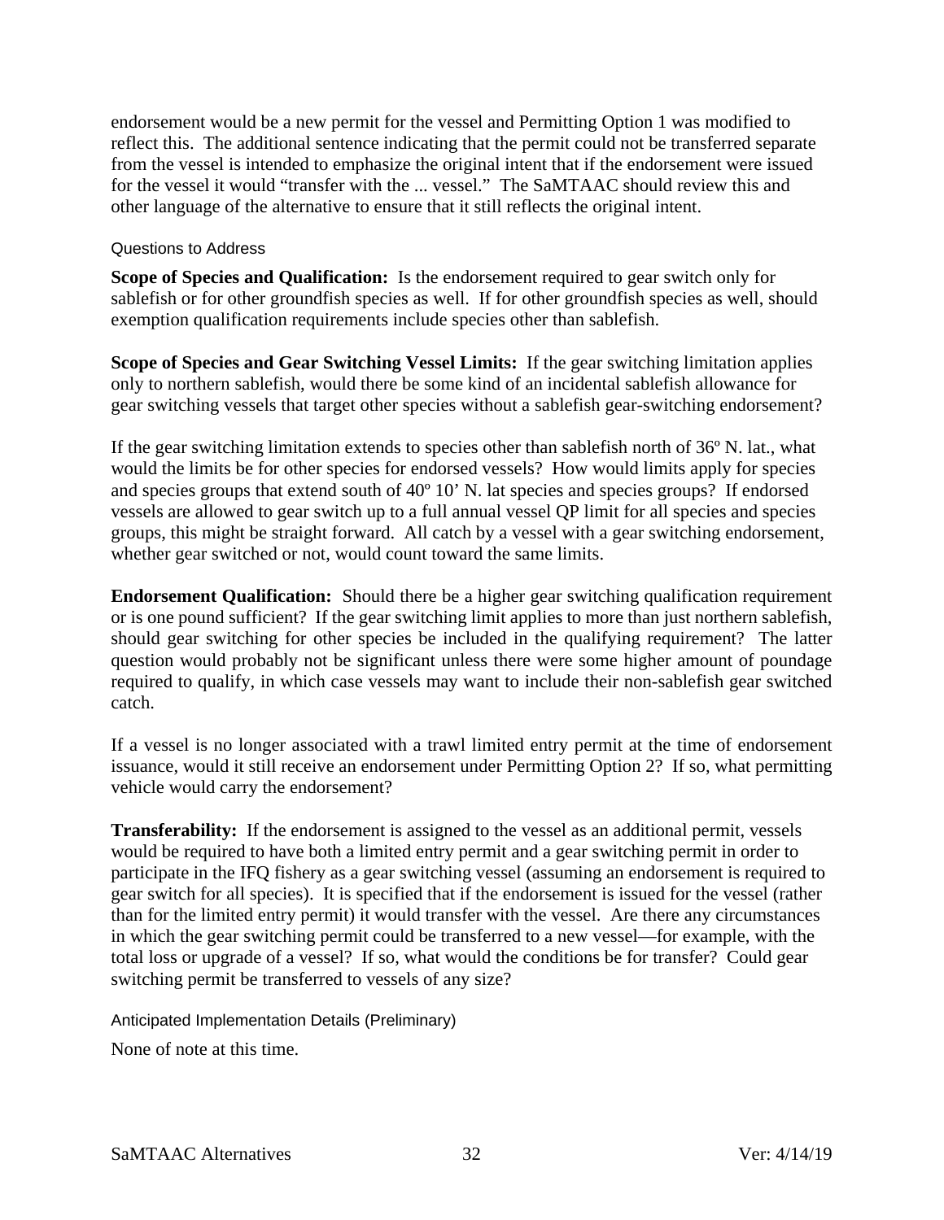endorsement would be a new permit for the vessel and Permitting Option 1 was modified to reflect this. The additional sentence indicating that the permit could not be transferred separate from the vessel is intended to emphasize the original intent that if the endorsement were issued for the vessel it would "transfer with the ... vessel." The SaMTAAC should review this and other language of the alternative to ensure that it still reflects the original intent.

#### Questions to Address

**Scope of Species and Qualification:** Is the endorsement required to gear switch only for sablefish or for other groundfish species as well. If for other groundfish species as well, should exemption qualification requirements include species other than sablefish.

**Scope of Species and Gear Switching Vessel Limits:** If the gear switching limitation applies only to northern sablefish, would there be some kind of an incidental sablefish allowance for gear switching vessels that target other species without a sablefish gear-switching endorsement?

If the gear switching limitation extends to species other than sablefish north of 36º N. lat., what would the limits be for other species for endorsed vessels? How would limits apply for species and species groups that extend south of 40º 10' N. lat species and species groups? If endorsed vessels are allowed to gear switch up to a full annual vessel QP limit for all species and species groups, this might be straight forward. All catch by a vessel with a gear switching endorsement, whether gear switched or not, would count toward the same limits.

**Endorsement Qualification:** Should there be a higher gear switching qualification requirement or is one pound sufficient? If the gear switching limit applies to more than just northern sablefish, should gear switching for other species be included in the qualifying requirement? The latter question would probably not be significant unless there were some higher amount of poundage required to qualify, in which case vessels may want to include their non-sablefish gear switched catch.

If a vessel is no longer associated with a trawl limited entry permit at the time of endorsement issuance, would it still receive an endorsement under Permitting Option 2? If so, what permitting vehicle would carry the endorsement?

**Transferability:** If the endorsement is assigned to the vessel as an additional permit, vessels would be required to have both a limited entry permit and a gear switching permit in order to participate in the IFQ fishery as a gear switching vessel (assuming an endorsement is required to gear switch for all species). It is specified that if the endorsement is issued for the vessel (rather than for the limited entry permit) it would transfer with the vessel. Are there any circumstances in which the gear switching permit could be transferred to a new vessel—for example, with the total loss or upgrade of a vessel? If so, what would the conditions be for transfer? Could gear switching permit be transferred to vessels of any size?

#### Anticipated Implementation Details (Preliminary)

None of note at this time.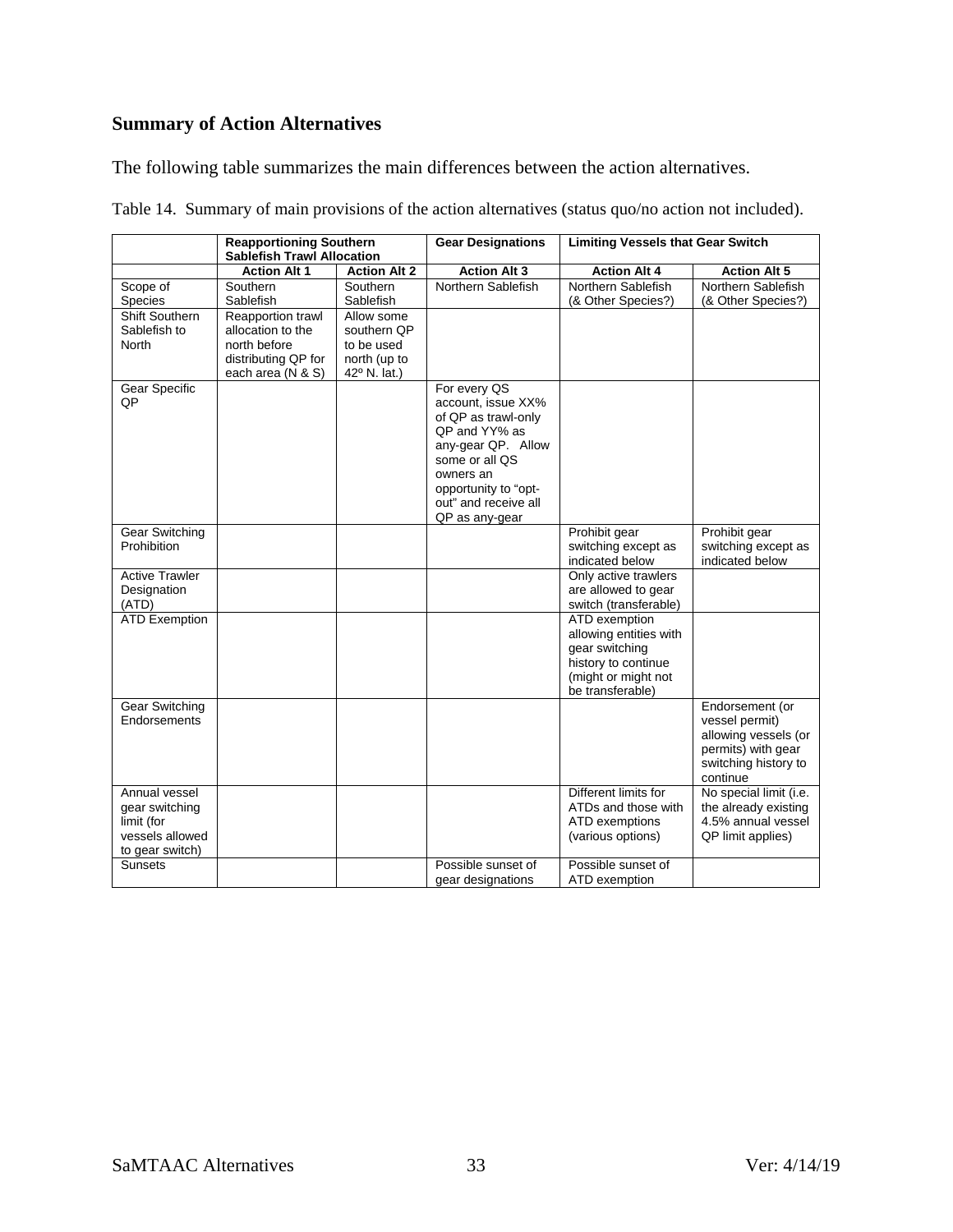## Summary of Action Alternatives

The following table summarizes the main differences between the action alternatives.

Table 14. Summary of main provisions of the action alternatives (status quo/no action not included).

| | Reapportioning Southern Sablefish Trawl Allocation | | Gear Designations | Limiting Vessels that Gear Switch | |
|---|---|---|---|---|---|
| | Action Alt 1 | Action Alt 2 | Action Alt 3 | Action Alt 4 | Action Alt 5 |
| Scope of Species | Southern Sablefish | Southern Sablefish | Northern Sablefish | Northern Sablefish (& Other Species?) | Northern Sablefish (& Other Species?) |
| Shift Southern Sablefish to North | Reapportion trawl allocation to the north before distributing QP for each area (N & S) | Allow some southern QP to be used north (up to 42º N. lat.) | | | |
| Gear Specific QP | | | For every QS account, issue XX% of QP as trawl-only QP and YY% as any-gear QP. Allow some or all QS owners an opportunity to "opt-out" and receive all QP as any-gear | | |
| Gear Switching Prohibition | | | | Prohibit gear switching except as indicated below | Prohibit gear switching except as indicated below |
| Active Trawler Designation (ATD) | | | | Only active trawlers are allowed to gear switch (transferable) | |
| ATD Exemption | | | | ATD exemption allowing entities with gear switching history to continue (might or might not be transferable) | |
| Gear Switching Endorsements | | | | | Endorsement (or vessel permit) allowing vessels (or permits) with gear switching history to continue |
| Annual vessel gear switching limit (for vessels allowed to gear switch) | | | | Different limits for ATDs and those with ATD exemptions (various options) | No special limit (i.e. the already existing 4.5% annual vessel QP limit applies) |
| Sunsets | | | Possible sunset of gear designations | Possible sunset of ATD exemption | |